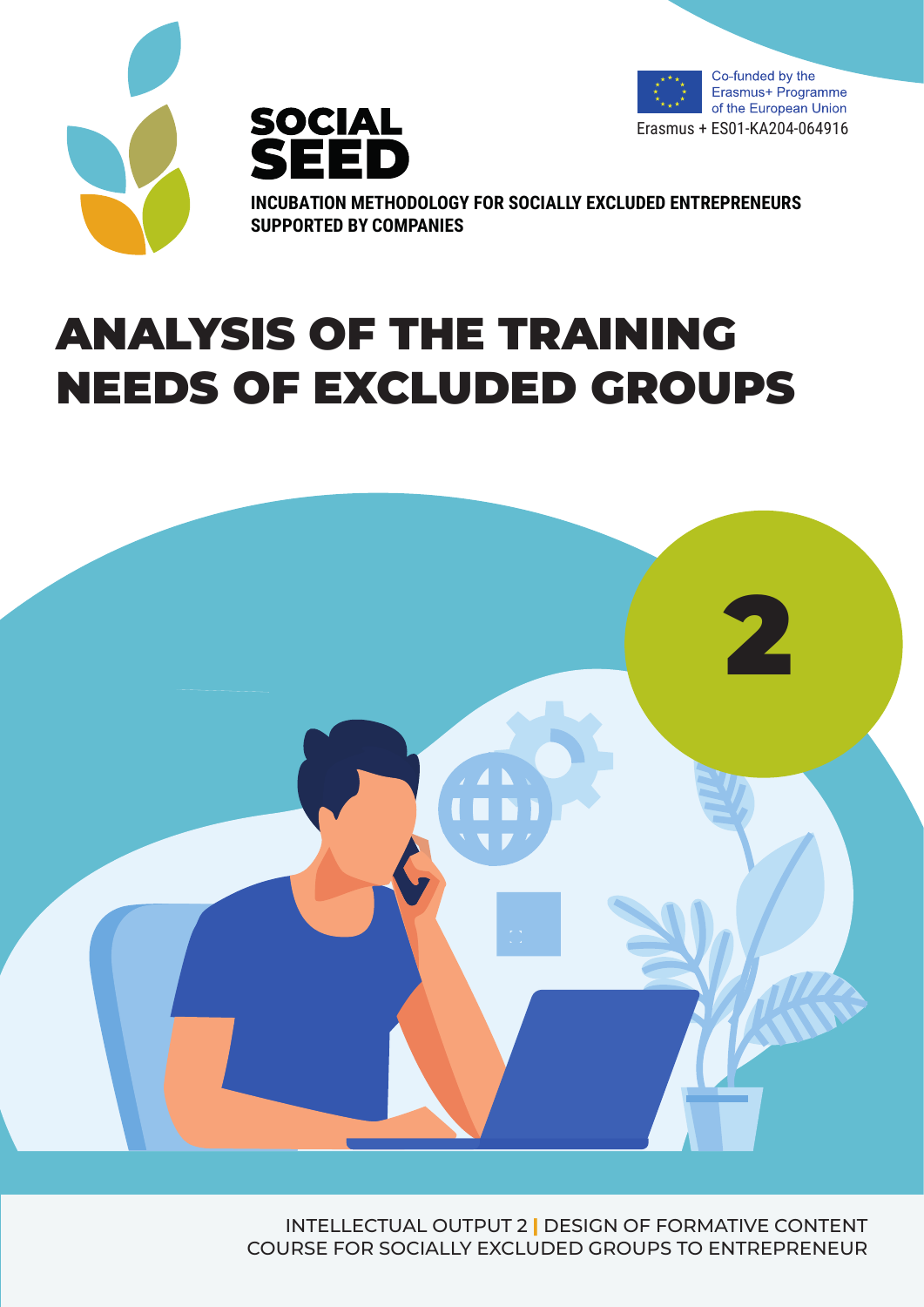Co-funded by the Erasmus+ Programme of the European Union

Erasmus + ES01-KA204-064916

**SOCIAL SEED**

**INCUBATION METHODOLOGY FOR SOCIALLY EXCLUDED ENTREPRENEURS SUPPORTED BY COMPANIES**

# ANALYSIS OF THE TRAINING NEEDS OF EXCLUDED GROUPS

2

INTELLECTUAL OUTPUT 2 | DESIGN OF FORMATIVE CONTENT COURSE FOR SOCIALLY EXCLUDED GROUPS TO ENTREPRENEUR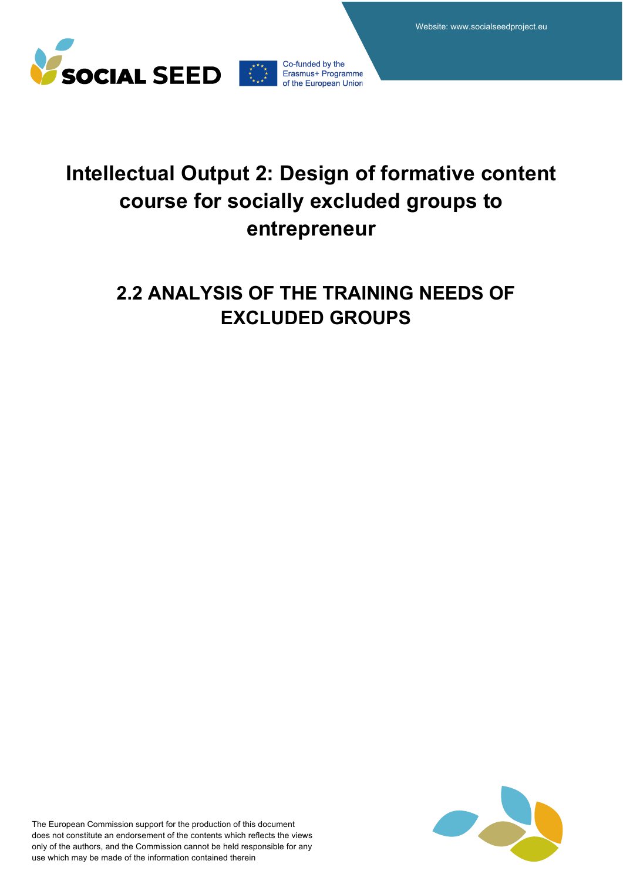Website: www.socialseedproject.eu

# Intellectual Output 2: Design of formative content course for socially excluded groups to entrepreneur

## 2.2 ANALYSIS OF THE TRAINING NEEDS OF EXCLUDED GROUPS

The European Commission support for the production of this document does not constitute an endorsement of the contents which reflects the views only of the authors, and the Commission cannot be held responsible for any use which may be made of the information contained therein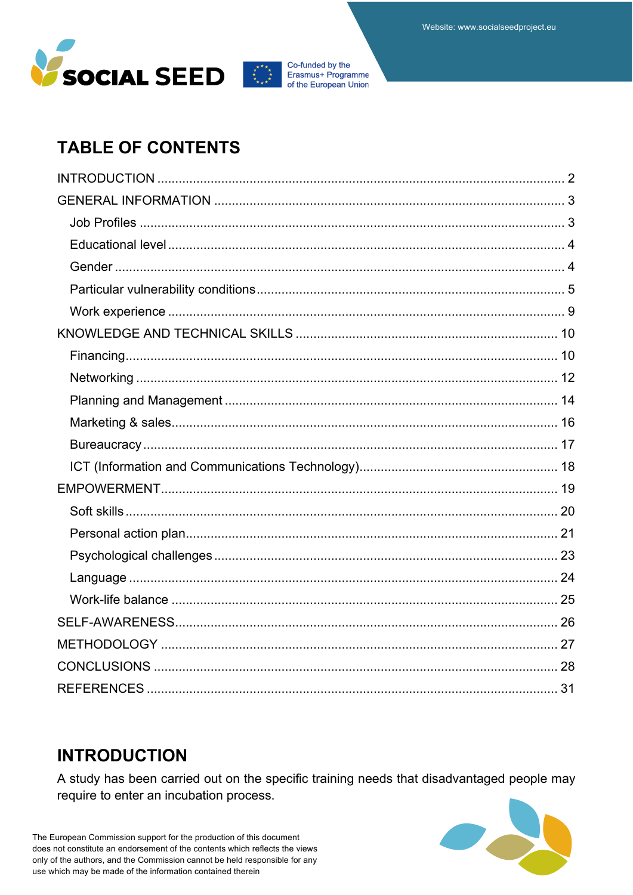## TABLE OF CONTENTS

INTRODUCTION ........ 2
GENERAL INFORMATION ........ 3
- Job Profiles ........ 3
- Educational level ........ 4
- Gender ........ 4
- Particular vulnerability conditions ........ 5
- Work experience ........ 9

KNOWLEDGE AND TECHNICAL SKILLS ........ 10
- Financing ........ 10
- Networking ........ 12
- Planning and Management ........ 14
- Marketing & sales ........ 16
- Bureaucracy ........ 17
- ICT (Information and Communications Technology) ........ 18

EMPOWERMENT ........ 19
- Soft skills ........ 20
- Personal action plan ........ 21
- Psychological challenges ........ 23
- Language ........ 24
- Work-life balance ........ 25

SELF-AWARENESS ........ 26
METHODOLOGY ........ 27
CONCLUSIONS ........ 28
REFERENCES ........ 31

## INTRODUCTION

A study has been carried out on the specific training needs that disadvantaged people may require to enter an incubation process.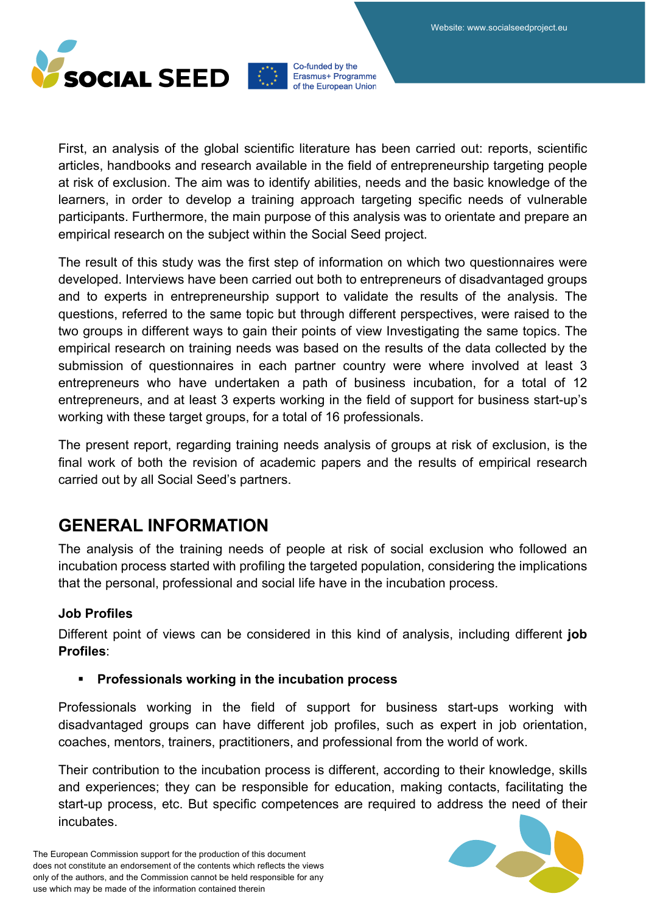First, an analysis of the global scientific literature has been carried out: reports, scientific articles, handbooks and research available in the field of entrepreneurship targeting people at risk of exclusion. The aim was to identify abilities, needs and the basic knowledge of the learners, in order to develop a training approach targeting specific needs of vulnerable participants. Furthermore, the main purpose of this analysis was to orientate and prepare an empirical research on the subject within the Social Seed project.

The result of this study was the first step of information on which two questionnaires were developed. Interviews have been carried out both to entrepreneurs of disadvantaged groups and to experts in entrepreneurship support to validate the results of the analysis. The questions, referred to the same topic but through different perspectives, were raised to the two groups in different ways to gain their points of view Investigating the same topics. The empirical research on training needs was based on the results of the data collected by the submission of questionnaires in each partner country were where involved at least 3 entrepreneurs who have undertaken a path of business incubation, for a total of 12 entrepreneurs, and at least 3 experts working in the field of support for business start-up's working with these target groups, for a total of 16 professionals.

The present report, regarding training needs analysis of groups at risk of exclusion, is the final work of both the revision of academic papers and the results of empirical research carried out by all Social Seed's partners.

## GENERAL INFORMATION

The analysis of the training needs of people at risk of social exclusion who followed an incubation process started with profiling the targeted population, considering the implications that the personal, professional and social life have in the incubation process.

### Job Profiles

Different point of views can be considered in this kind of analysis, including different **job Profiles**:

- **Professionals working in the incubation process**

Professionals working in the field of support for business start-ups working with disadvantaged groups can have different job profiles, such as expert in job orientation, coaches, mentors, trainers, practitioners, and professional from the world of work.

Their contribution to the incubation process is different, according to their knowledge, skills and experiences; they can be responsible for education, making contacts, facilitating the start-up process, etc. But specific competences are required to address the need of their incubates.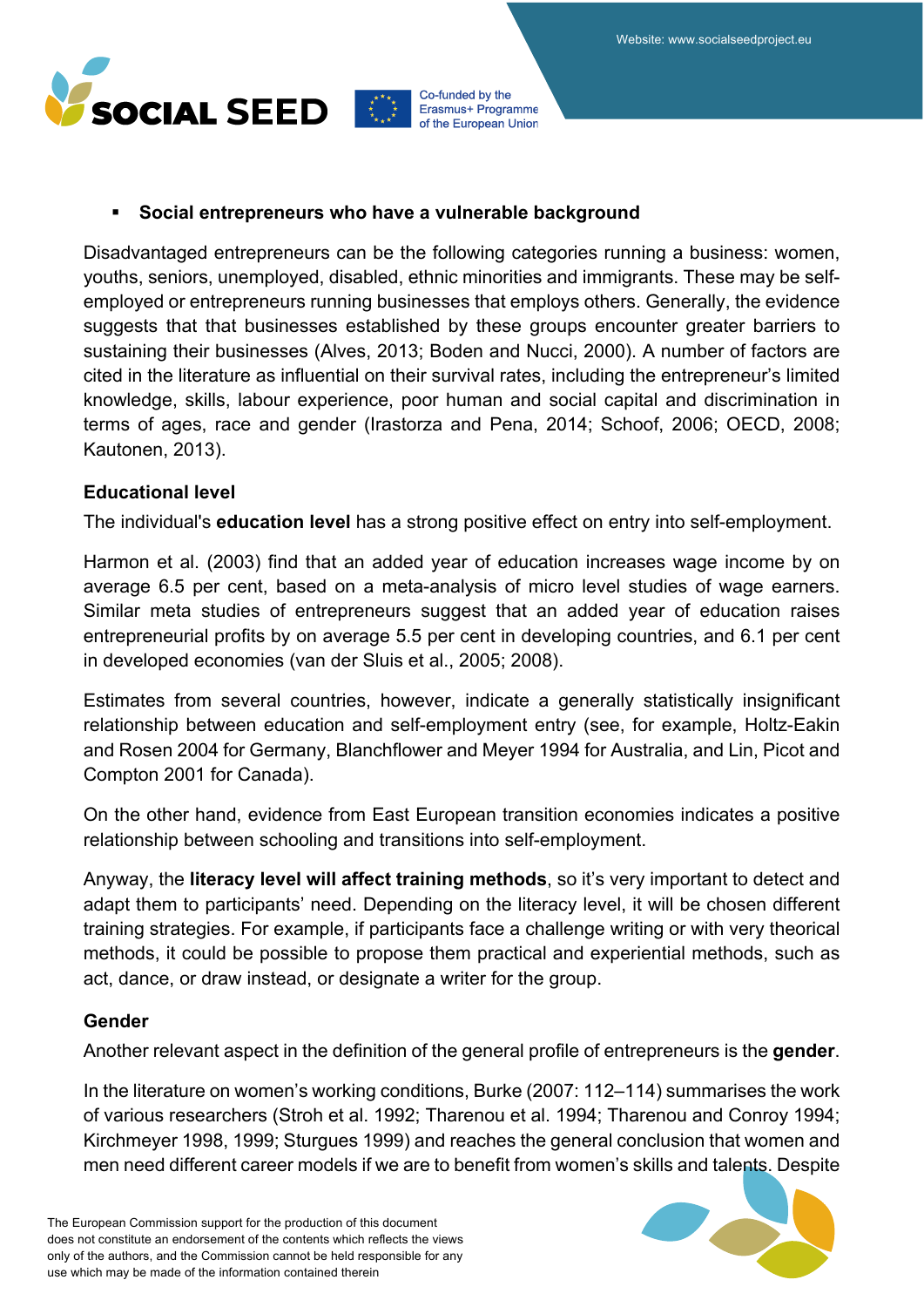- **Social entrepreneurs who have a vulnerable background**

Disadvantaged entrepreneurs can be the following categories running a business: women, youths, seniors, unemployed, disabled, ethnic minorities and immigrants. These may be self-employed or entrepreneurs running businesses that employs others. Generally, the evidence suggests that that businesses established by these groups encounter greater barriers to sustaining their businesses (Alves, 2013; Boden and Nucci, 2000). A number of factors are cited in the literature as influential on their survival rates, including the entrepreneur's limited knowledge, skills, labour experience, poor human and social capital and discrimination in terms of ages, race and gender (Irastorza and Pena, 2014; Schoof, 2006; OECD, 2008; Kautonen, 2013).

**Educational level**

The individual's **education level** has a strong positive effect on entry into self-employment.

Harmon et al. (2003) find that an added year of education increases wage income by on average 6.5 per cent, based on a meta-analysis of micro level studies of wage earners. Similar meta studies of entrepreneurs suggest that an added year of education raises entrepreneurial profits by on average 5.5 per cent in developing countries, and 6.1 per cent in developed economies (van der Sluis et al., 2005; 2008).

Estimates from several countries, however, indicate a generally statistically insignificant relationship between education and self-employment entry (see, for example, Holtz-Eakin and Rosen 2004 for Germany, Blanchflower and Meyer 1994 for Australia, and Lin, Picot and Compton 2001 for Canada).

On the other hand, evidence from East European transition economies indicates a positive relationship between schooling and transitions into self-employment.

Anyway, the **literacy level will affect training methods**, so it's very important to detect and adapt them to participants' need. Depending on the literacy level, it will be chosen different training strategies. For example, if participants face a challenge writing or with very theorical methods, it could be possible to propose them practical and experiential methods, such as act, dance, or draw instead, or designate a writer for the group.

**Gender**

Another relevant aspect in the definition of the general profile of entrepreneurs is the **gender**.

In the literature on women's working conditions, Burke (2007: 112–114) summarises the work of various researchers (Stroh et al. 1992; Tharenou et al. 1994; Tharenou and Conroy 1994; Kirchmeyer 1998, 1999; Sturgues 1999) and reaches the general conclusion that women and men need different career models if we are to benefit from women's skills and talents. Despite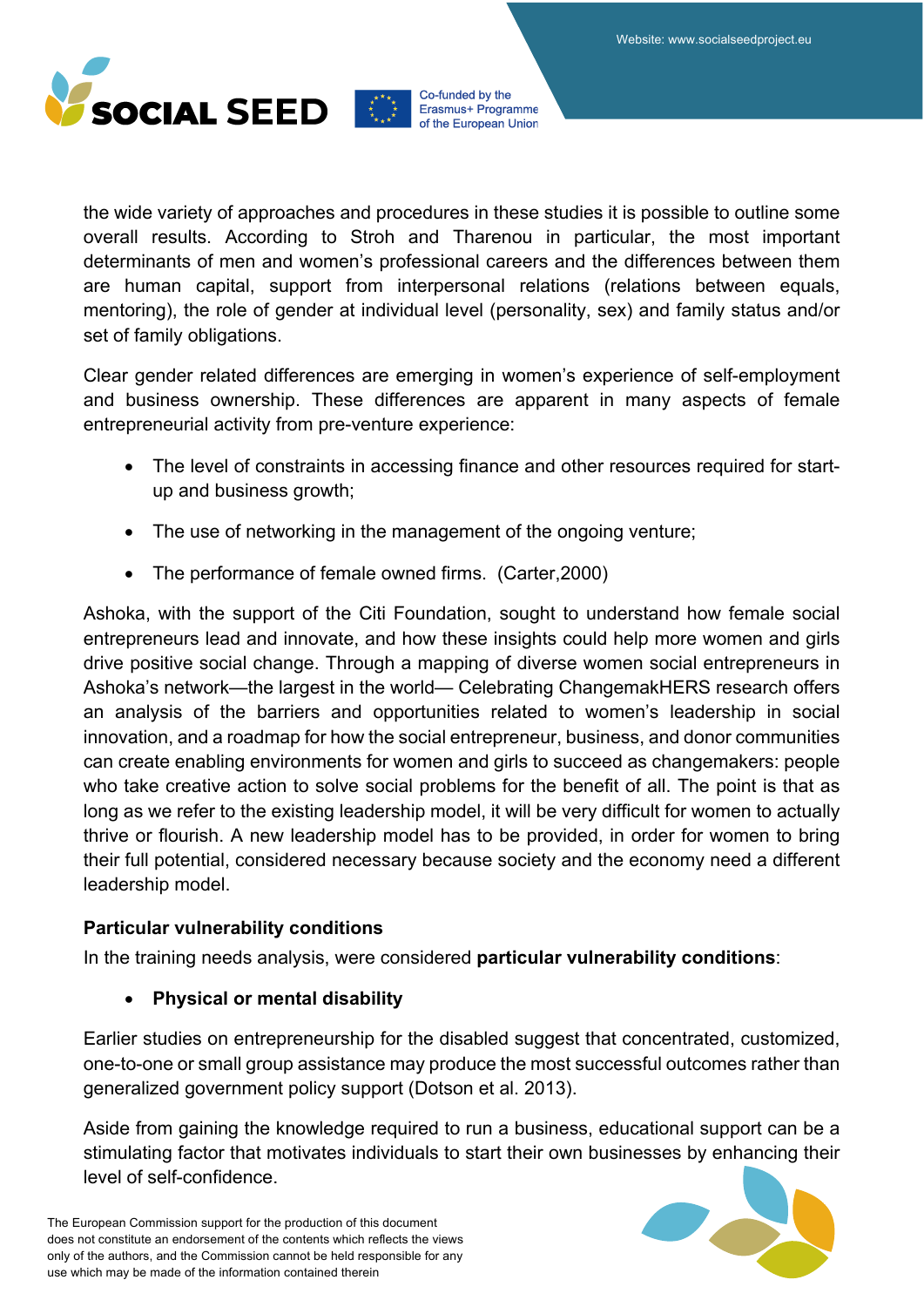the wide variety of approaches and procedures in these studies it is possible to outline some overall results. According to Stroh and Tharenou in particular, the most important determinants of men and women's professional careers and the differences between them are human capital, support from interpersonal relations (relations between equals, mentoring), the role of gender at individual level (personality, sex) and family status and/or set of family obligations.

Clear gender related differences are emerging in women's experience of self-employment and business ownership. These differences are apparent in many aspects of female entrepreneurial activity from pre-venture experience:

- The level of constraints in accessing finance and other resources required for start-up and business growth;
- The use of networking in the management of the ongoing venture;
- The performance of female owned firms. (Carter,2000)

Ashoka, with the support of the Citi Foundation, sought to understand how female social entrepreneurs lead and innovate, and how these insights could help more women and girls drive positive social change. Through a mapping of diverse women social entrepreneurs in Ashoka's network—the largest in the world— Celebrating ChangemakHERS research offers an analysis of the barriers and opportunities related to women's leadership in social innovation, and a roadmap for how the social entrepreneur, business, and donor communities can create enabling environments for women and girls to succeed as changemakers: people who take creative action to solve social problems for the benefit of all. The point is that as long as we refer to the existing leadership model, it will be very difficult for women to actually thrive or flourish. A new leadership model has to be provided, in order for women to bring their full potential, considered necessary because society and the economy need a different leadership model.

**Particular vulnerability conditions**

In the training needs analysis, were considered **particular vulnerability conditions**:

- **Physical or mental disability**

Earlier studies on entrepreneurship for the disabled suggest that concentrated, customized, one-to-one or small group assistance may produce the most successful outcomes rather than generalized government policy support (Dotson et al. 2013).

Aside from gaining the knowledge required to run a business, educational support can be a stimulating factor that motivates individuals to start their own businesses by enhancing their level of self-confidence.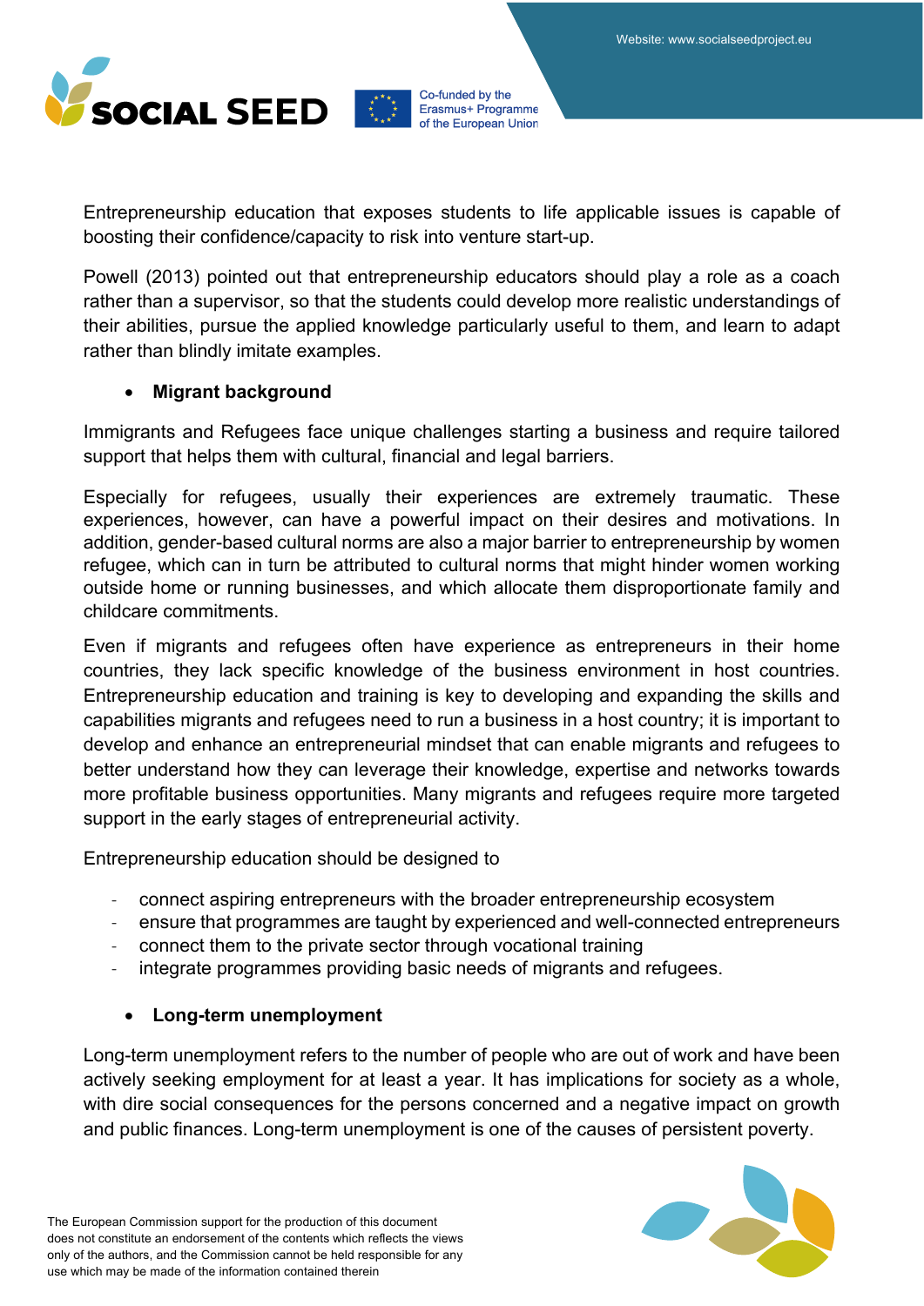Entrepreneurship education that exposes students to life applicable issues is capable of boosting their confidence/capacity to risk into venture start-up.

Powell (2013) pointed out that entrepreneurship educators should play a role as a coach rather than a supervisor, so that the students could develop more realistic understandings of their abilities, pursue the applied knowledge particularly useful to them, and learn to adapt rather than blindly imitate examples.

- **Migrant background**

Immigrants and Refugees face unique challenges starting a business and require tailored support that helps them with cultural, financial and legal barriers.

Especially for refugees, usually their experiences are extremely traumatic. These experiences, however, can have a powerful impact on their desires and motivations. In addition, gender-based cultural norms are also a major barrier to entrepreneurship by women refugee, which can in turn be attributed to cultural norms that might hinder women working outside home or running businesses, and which allocate them disproportionate family and childcare commitments.

Even if migrants and refugees often have experience as entrepreneurs in their home countries, they lack specific knowledge of the business environment in host countries. Entrepreneurship education and training is key to developing and expanding the skills and capabilities migrants and refugees need to run a business in a host country; it is important to develop and enhance an entrepreneurial mindset that can enable migrants and refugees to better understand how they can leverage their knowledge, expertise and networks towards more profitable business opportunities. Many migrants and refugees require more targeted support in the early stages of entrepreneurial activity.

Entrepreneurship education should be designed to

- connect aspiring entrepreneurs with the broader entrepreneurship ecosystem
- ensure that programmes are taught by experienced and well-connected entrepreneurs
- connect them to the private sector through vocational training
- integrate programmes providing basic needs of migrants and refugees.

- **Long-term unemployment**

Long-term unemployment refers to the number of people who are out of work and have been actively seeking employment for at least a year. It has implications for society as a whole, with dire social consequences for the persons concerned and a negative impact on growth and public finances. Long-term unemployment is one of the causes of persistent poverty.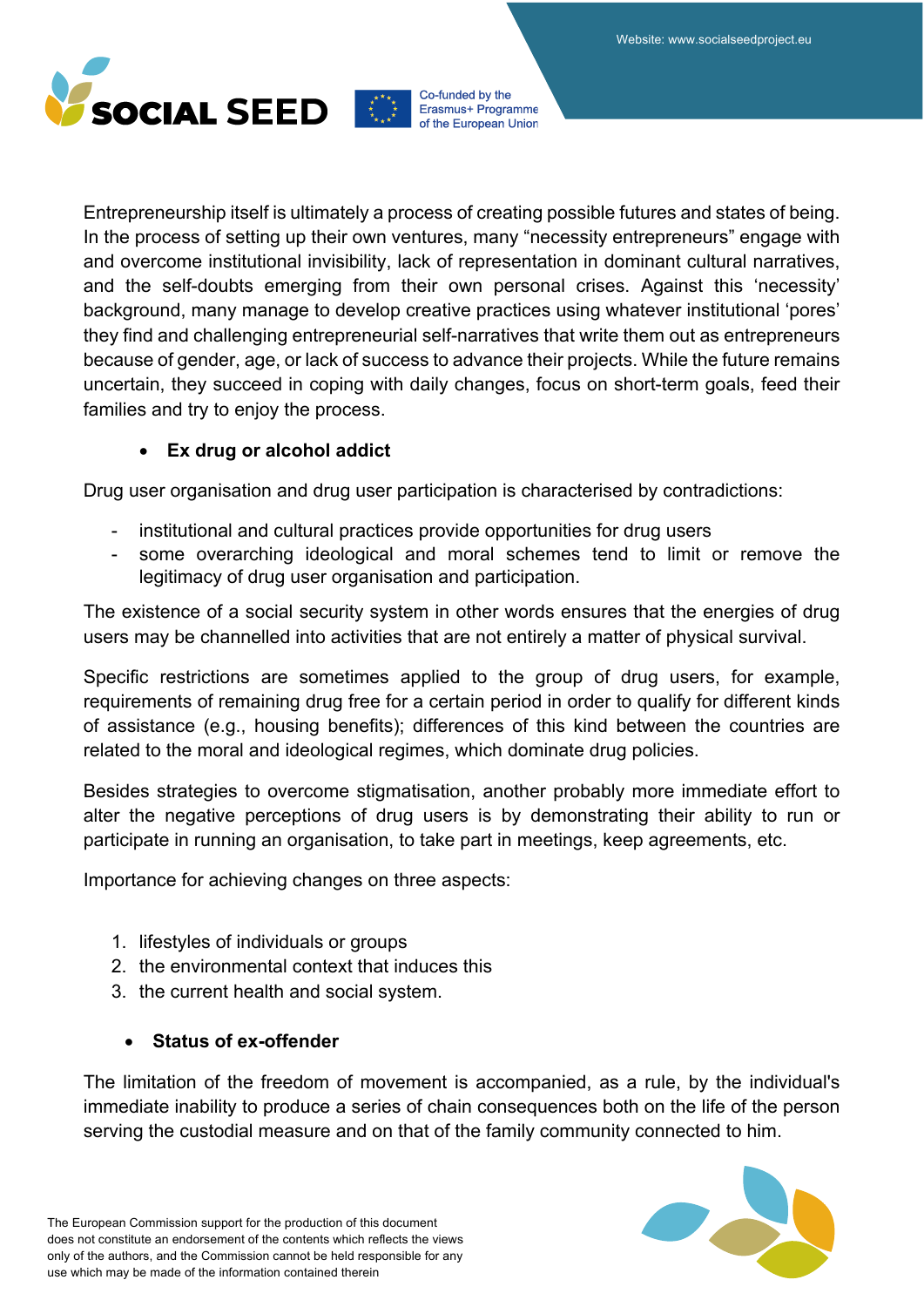Entrepreneurship itself is ultimately a process of creating possible futures and states of being. In the process of setting up their own ventures, many “necessity entrepreneurs” engage with and overcome institutional invisibility, lack of representation in dominant cultural narratives, and the self-doubts emerging from their own personal crises. Against this ‘necessity’ background, many manage to develop creative practices using whatever institutional ‘pores’ they find and challenging entrepreneurial self-narratives that write them out as entrepreneurs because of gender, age, or lack of success to advance their projects. While the future remains uncertain, they succeed in coping with daily changes, focus on short-term goals, feed their families and try to enjoy the process.

- **Ex drug or alcohol addict**

Drug user organisation and drug user participation is characterised by contradictions:

- institutional and cultural practices provide opportunities for drug users
- some overarching ideological and moral schemes tend to limit or remove the legitimacy of drug user organisation and participation.

The existence of a social security system in other words ensures that the energies of drug users may be channelled into activities that are not entirely a matter of physical survival.

Specific restrictions are sometimes applied to the group of drug users, for example, requirements of remaining drug free for a certain period in order to qualify for different kinds of assistance (e.g., housing benefits); differences of this kind between the countries are related to the moral and ideological regimes, which dominate drug policies.

Besides strategies to overcome stigmatisation, another probably more immediate effort to alter the negative perceptions of drug users is by demonstrating their ability to run or participate in running an organisation, to take part in meetings, keep agreements, etc.

Importance for achieving changes on three aspects:

1. lifestyles of individuals or groups
2. the environmental context that induces this
3. the current health and social system.

- **Status of ex-offender**

The limitation of the freedom of movement is accompanied, as a rule, by the individual's immediate inability to produce a series of chain consequences both on the life of the person serving the custodial measure and on that of the family community connected to him.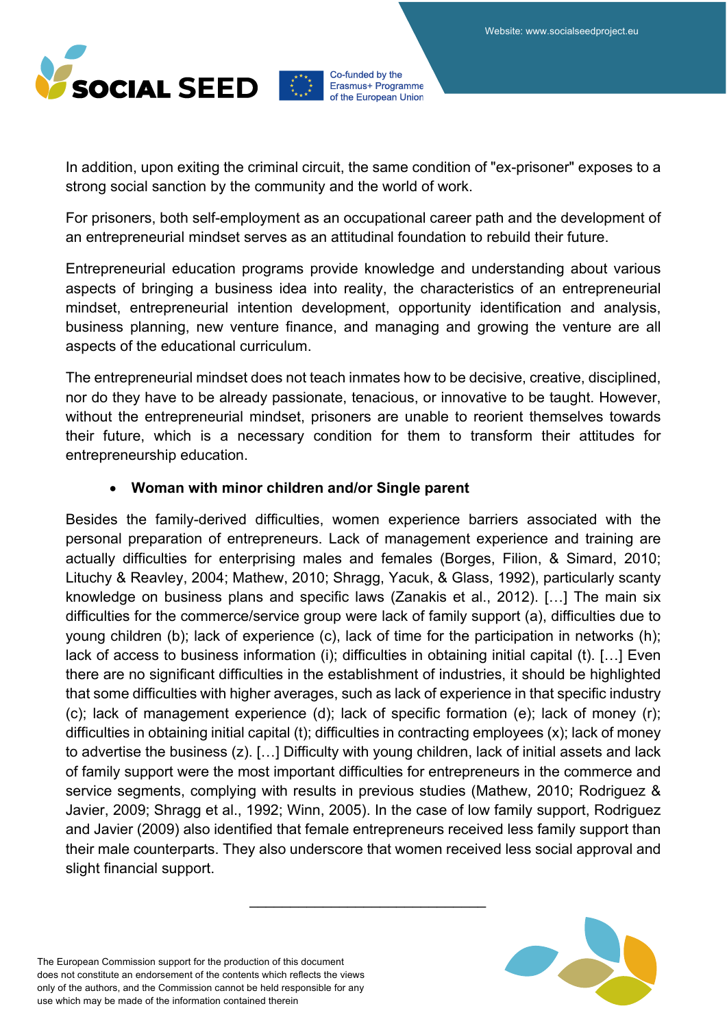In addition, upon exiting the criminal circuit, the same condition of "ex-prisoner" exposes to a strong social sanction by the community and the world of work.

For prisoners, both self-employment as an occupational career path and the development of an entrepreneurial mindset serves as an attitudinal foundation to rebuild their future.

Entrepreneurial education programs provide knowledge and understanding about various aspects of bringing a business idea into reality, the characteristics of an entrepreneurial mindset, entrepreneurial intention development, opportunity identification and analysis, business planning, new venture finance, and managing and growing the venture are all aspects of the educational curriculum.

The entrepreneurial mindset does not teach inmates how to be decisive, creative, disciplined, nor do they have to be already passionate, tenacious, or innovative to be taught. However, without the entrepreneurial mindset, prisoners are unable to reorient themselves towards their future, which is a necessary condition for them to transform their attitudes for entrepreneurship education.

- **Woman with minor children and/or Single parent**

Besides the family-derived difficulties, women experience barriers associated with the personal preparation of entrepreneurs. Lack of management experience and training are actually difficulties for enterprising males and females (Borges, Filion, & Simard, 2010; Lituchy & Reavley, 2004; Mathew, 2010; Shragg, Yacuk, & Glass, 1992), particularly scanty knowledge on business plans and specific laws (Zanakis et al., 2012). […] The main six difficulties for the commerce/service group were lack of family support (a), difficulties due to young children (b); lack of experience (c), lack of time for the participation in networks (h); lack of access to business information (i); difficulties in obtaining initial capital (t). […] Even there are no significant difficulties in the establishment of industries, it should be highlighted that some difficulties with higher averages, such as lack of experience in that specific industry (c); lack of management experience (d); lack of specific formation (e); lack of money (r); difficulties in obtaining initial capital (t); difficulties in contracting employees (x); lack of money to advertise the business (z). […] Difficulty with young children, lack of initial assets and lack of family support were the most important difficulties for entrepreneurs in the commerce and service segments, complying with results in previous studies (Mathew, 2010; Rodriguez & Javier, 2009; Shragg et al., 1992; Winn, 2005). In the case of low family support, Rodriguez and Javier (2009) also identified that female entrepreneurs received less family support than their male counterparts. They also underscore that women received less social approval and slight financial support.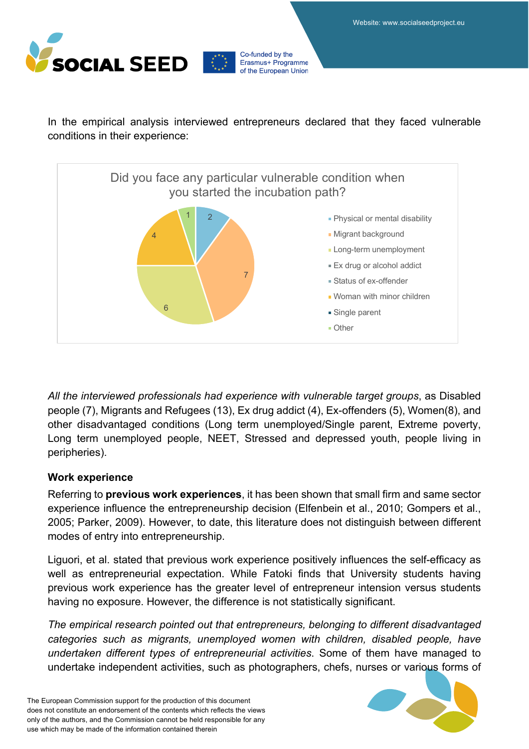In the empirical analysis interviewed entrepreneurs declared that they faced vulnerable conditions in their experience:

**Did you face any particular vulnerable condition when you started the incubation path?**

| Condition | Count |
|---|---|
| Physical or mental disability | 2 |
| Migrant background | 7 |
| Long-term unemployment | 6 |
| Ex drug or alcohol addict | |
| Status of ex-offender | |
| Woman with minor children | 4 |
| Single parent | |
| Other | 1 |

*All the interviewed professionals had experience with vulnerable target groups*, as Disabled people (7), Migrants and Refugees (13), Ex drug addict (4), Ex-offenders (5), Women(8), and other disadvantaged conditions (Long term unemployed/Single parent, Extreme poverty, Long term unemployed people, NEET, Stressed and depressed youth, people living in peripheries).

**Work experience**

Referring to **previous work experiences**, it has been shown that small firm and same sector experience influence the entrepreneurship decision (Elfenbein et al., 2010; Gompers et al., 2005; Parker, 2009). However, to date, this literature does not distinguish between different modes of entry into entrepreneurship.

Liguori, et al. stated that previous work experience positively influences the self-efficacy as well as entrepreneurial expectation. While Fatoki finds that University students having previous work experience has the greater level of entrepreneur intension versus students having no exposure. However, the difference is not statistically significant.

*The empirical research pointed out that entrepreneurs, belonging to different disadvantaged categories such as migrants, unemployed women with children, disabled people, have undertaken different types of entrepreneurial activities*. Some of them have managed to undertake independent activities, such as photographers, chefs, nurses or various forms of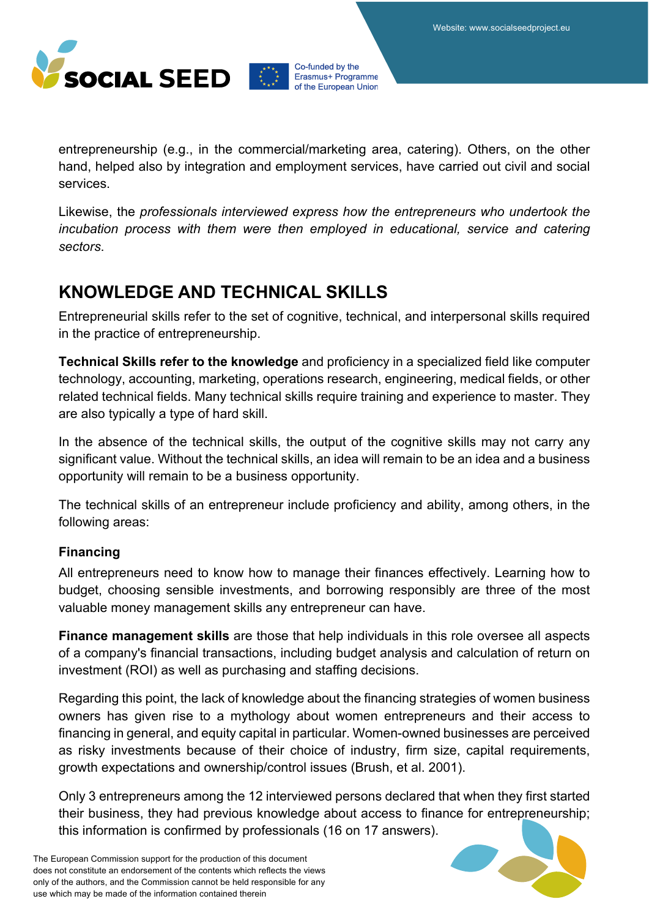entrepreneurship (e.g., in the commercial/marketing area, catering). Others, on the other hand, helped also by integration and employment services, have carried out civil and social services.

Likewise, the *professionals interviewed express how the entrepreneurs who undertook the incubation process with them were then employed in educational, service and catering sectors*.

## KNOWLEDGE AND TECHNICAL SKILLS

Entrepreneurial skills refer to the set of cognitive, technical, and interpersonal skills required in the practice of entrepreneurship.

**Technical Skills refer to the knowledge** and proficiency in a specialized field like computer technology, accounting, marketing, operations research, engineering, medical fields, or other related technical fields. Many technical skills require training and experience to master. They are also typically a type of hard skill.

In the absence of the technical skills, the output of the cognitive skills may not carry any significant value. Without the technical skills, an idea will remain to be an idea and a business opportunity will remain to be a business opportunity.

The technical skills of an entrepreneur include proficiency and ability, among others, in the following areas:

### Financing

All entrepreneurs need to know how to manage their finances effectively. Learning how to budget, choosing sensible investments, and borrowing responsibly are three of the most valuable money management skills any entrepreneur can have.

**Finance management skills** are those that help individuals in this role oversee all aspects of a company's financial transactions, including budget analysis and calculation of return on investment (ROI) as well as purchasing and staffing decisions.

Regarding this point, the lack of knowledge about the financing strategies of women business owners has given rise to a mythology about women entrepreneurs and their access to financing in general, and equity capital in particular. Women-owned businesses are perceived as risky investments because of their choice of industry, firm size, capital requirements, growth expectations and ownership/control issues (Brush, et al. 2001).

Only 3 entrepreneurs among the 12 interviewed persons declared that when they first started their business, they had previous knowledge about access to finance for entrepreneurship; this information is confirmed by professionals (16 on 17 answers).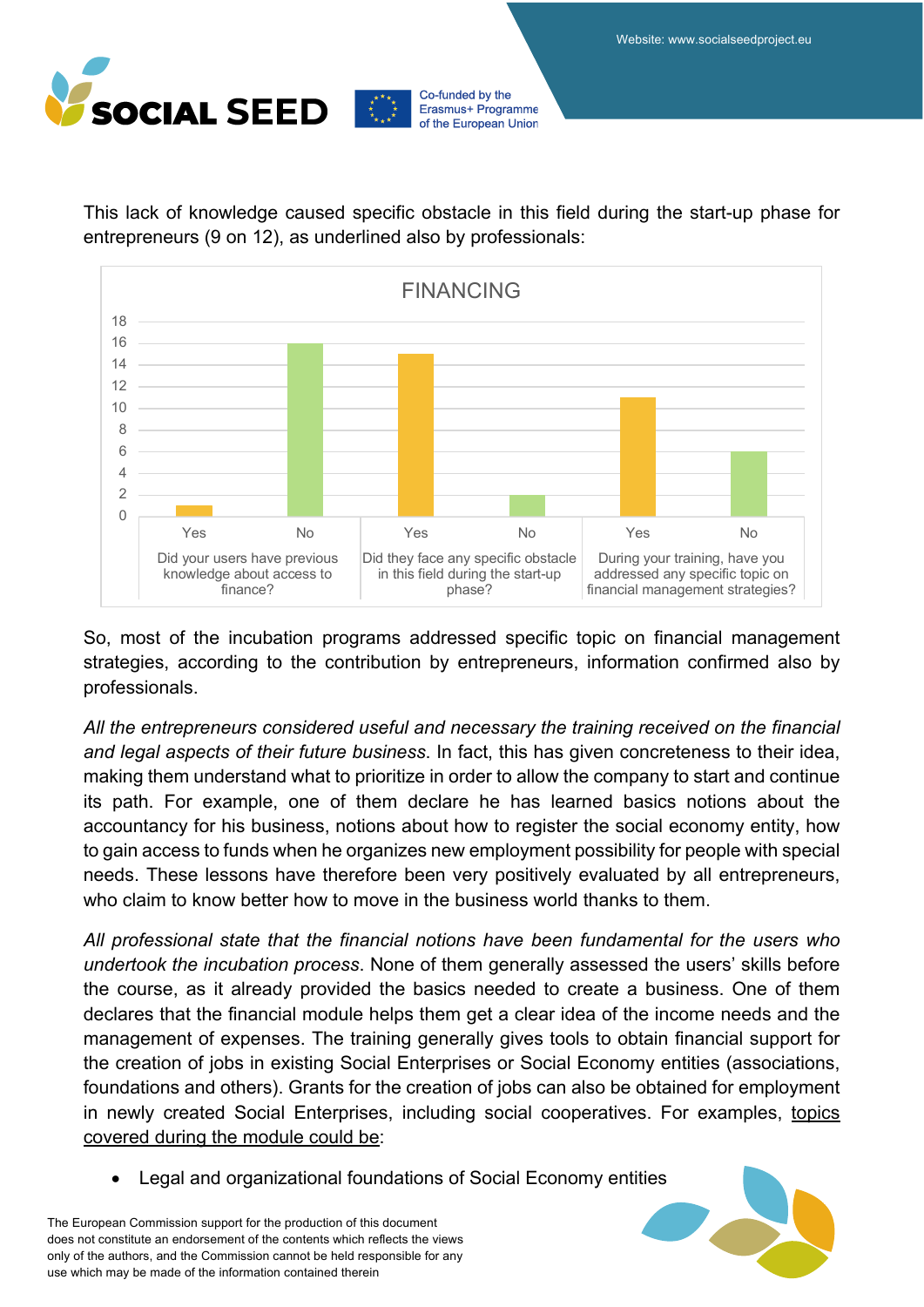This lack of knowledge caused specific obstacle in this field during the start-up phase for entrepreneurs (9 on 12), as underlined also by professionals:

**FINANCING**

| Question | Yes | No |
|---|---|---|
| Did your users have previous knowledge about access to finance? | 1 | 16 |
| Did they face any specific obstacle in this field during the start-up phase? | 15 | 2 |
| During your training, have you addressed any specific topic on financial management strategies? | 11 | 6 |

So, most of the incubation programs addressed specific topic on financial management strategies, according to the contribution by entrepreneurs, information confirmed also by professionals.

*All the entrepreneurs considered useful and necessary the training received on the financial and legal aspects of their future business*. In fact, this has given concreteness to their idea, making them understand what to prioritize in order to allow the company to start and continue its path. For example, one of them declare he has learned basics notions about the accountancy for his business, notions about how to register the social economy entity, how to gain access to funds when he organizes new employment possibility for people with special needs. These lessons have therefore been very positively evaluated by all entrepreneurs, who claim to know better how to move in the business world thanks to them.

*All professional state that the financial notions have been fundamental for the users who undertook the incubation process*. None of them generally assessed the users' skills before the course, as it already provided the basics needed to create a business. One of them declares that the financial module helps them get a clear idea of the income needs and the management of expenses. The training generally gives tools to obtain financial support for the creation of jobs in existing Social Enterprises or Social Economy entities (associations, foundations and others). Grants for the creation of jobs can also be obtained for employment in newly created Social Enterprises, including social cooperatives. For examples, topics covered during the module could be:

- Legal and organizational foundations of Social Economy entities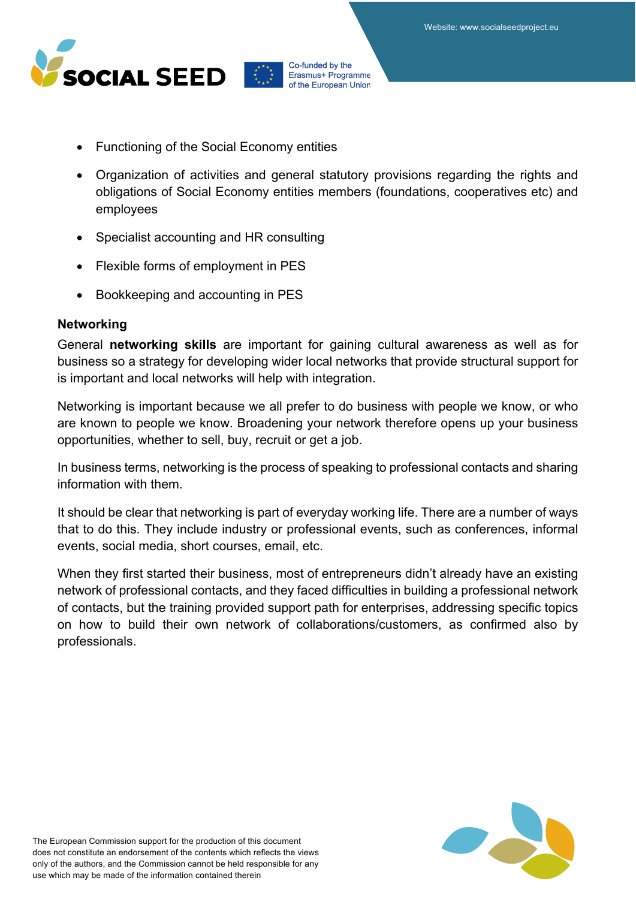- Functioning of the Social Economy entities
- Organization of activities and general statutory provisions regarding the rights and obligations of Social Economy entities members (foundations, cooperatives etc) and employees
- Specialist accounting and HR consulting
- Flexible forms of employment in PES
- Bookkeeping and accounting in PES

**Networking**

General **networking skills** are important for gaining cultural awareness as well as for business so a strategy for developing wider local networks that provide structural support for is important and local networks will help with integration.

Networking is important because we all prefer to do business with people we know, or who are known to people we know. Broadening your network therefore opens up your business opportunities, whether to sell, buy, recruit or get a job.

In business terms, networking is the process of speaking to professional contacts and sharing information with them.

It should be clear that networking is part of everyday working life. There are a number of ways that to do this. They include industry or professional events, such as conferences, informal events, social media, short courses, email, etc.

When they first started their business, most of entrepreneurs didn't already have an existing network of professional contacts, and they faced difficulties in building a professional network of contacts, but the training provided support path for enterprises, addressing specific topics on how to build their own network of collaborations/customers, as confirmed also by professionals.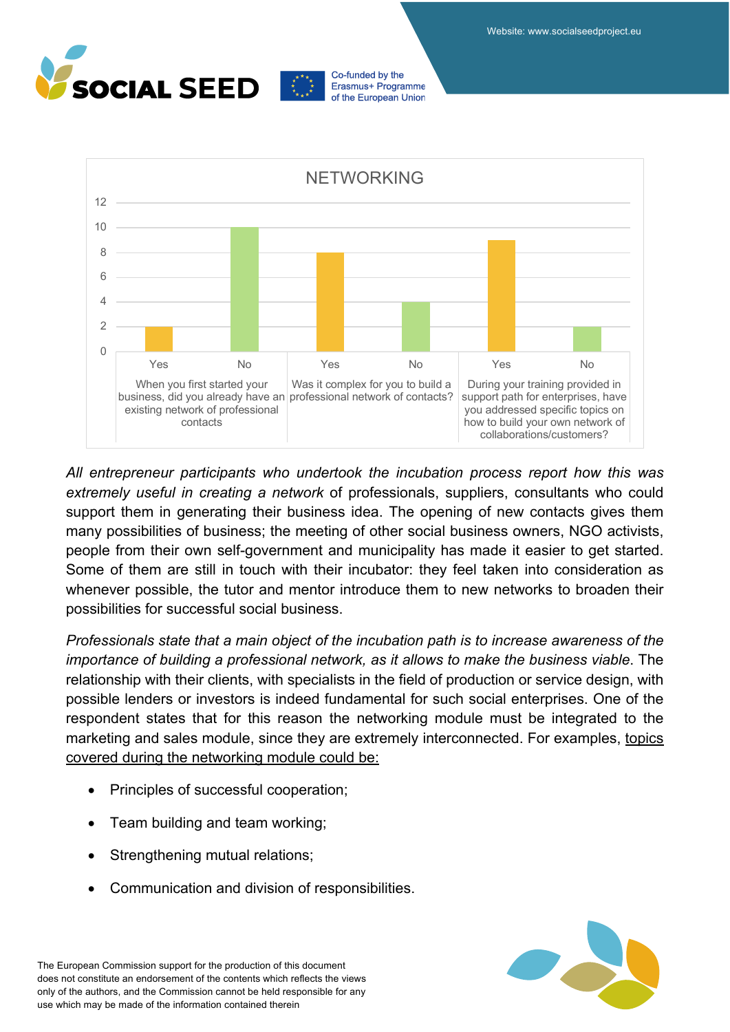**NETWORKING**

| Question | Yes | No |
|---|---|---|
| When you first started your business, did you already have an existing network of professional contacts | 2 | 10 |
| Was it complex for you to build a professional network of contacts? | 8 | 4 |
| During your training provided in support path for enterprises, have you addressed specific topics on how to build your own network of collaborations/customers? | 9 | 2 |

*All entrepreneur participants who undertook the incubation process report how this was extremely useful in creating a network* of professionals, suppliers, consultants who could support them in generating their business idea. The opening of new contacts gives them many possibilities of business; the meeting of other social business owners, NGO activists, people from their own self-government and municipality has made it easier to get started. Some of them are still in touch with their incubator: they feel taken into consideration as whenever possible, the tutor and mentor introduce them to new networks to broaden their possibilities for successful social business.

*Professionals state that a main object of the incubation path is to increase awareness of the importance of building a professional network, as it allows to make the business viable*. The relationship with their clients, with specialists in the field of production or service design, with possible lenders or investors is indeed fundamental for such social enterprises. One of the respondent states that for this reason the networking module must be integrated to the marketing and sales module, since they are extremely interconnected. For examples, <u>topics covered during the networking module could be:</u>

- Principles of successful cooperation;
- Team building and team working;
- Strengthening mutual relations;
- Communication and division of responsibilities.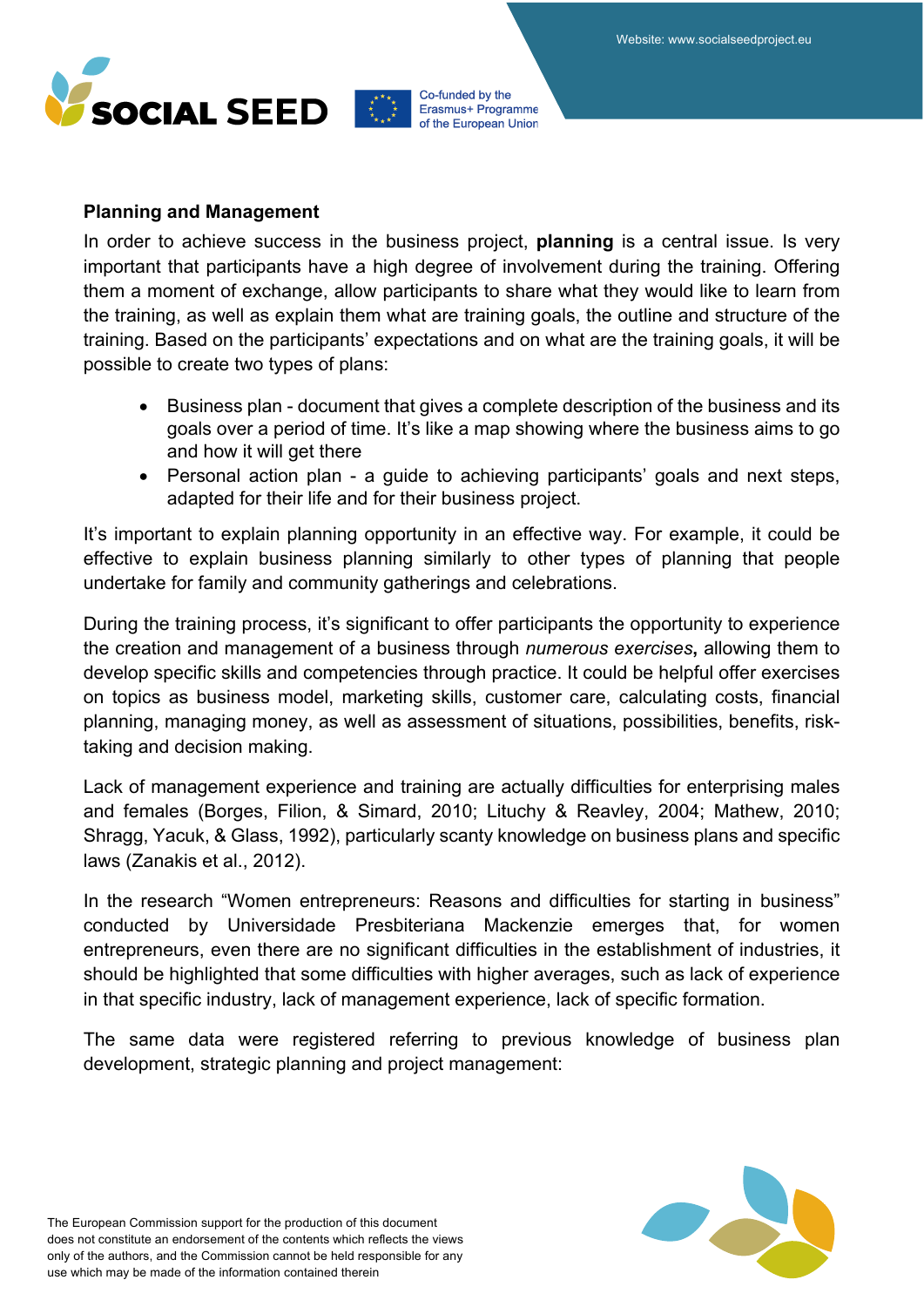**Planning and Management**

In order to achieve success in the business project, **planning** is a central issue. Is very important that participants have a high degree of involvement during the training. Offering them a moment of exchange, allow participants to share what they would like to learn from the training, as well as explain them what are training goals, the outline and structure of the training. Based on the participants' expectations and on what are the training goals, it will be possible to create two types of plans:

- Business plan - document that gives a complete description of the business and its goals over a period of time. It's like a map showing where the business aims to go and how it will get there
- Personal action plan - a guide to achieving participants' goals and next steps, adapted for their life and for their business project.

It's important to explain planning opportunity in an effective way. For example, it could be effective to explain business planning similarly to other types of planning that people undertake for family and community gatherings and celebrations.

During the training process, it's significant to offer participants the opportunity to experience the creation and management of a business through *numerous exercises*, allowing them to develop specific skills and competencies through practice. It could be helpful offer exercises on topics as business model, marketing skills, customer care, calculating costs, financial planning, managing money, as well as assessment of situations, possibilities, benefits, risk-taking and decision making.

Lack of management experience and training are actually difficulties for enterprising males and females (Borges, Filion, & Simard, 2010; Lituchy & Reavley, 2004; Mathew, 2010; Shragg, Yacuk, & Glass, 1992), particularly scanty knowledge on business plans and specific laws (Zanakis et al., 2012).

In the research "Women entrepreneurs: Reasons and difficulties for starting in business" conducted by Universidade Presbiteriana Mackenzie emerges that, for women entrepreneurs, even there are no significant difficulties in the establishment of industries, it should be highlighted that some difficulties with higher averages, such as lack of experience in that specific industry, lack of management experience, lack of specific formation.

The same data were registered referring to previous knowledge of business plan development, strategic planning and project management: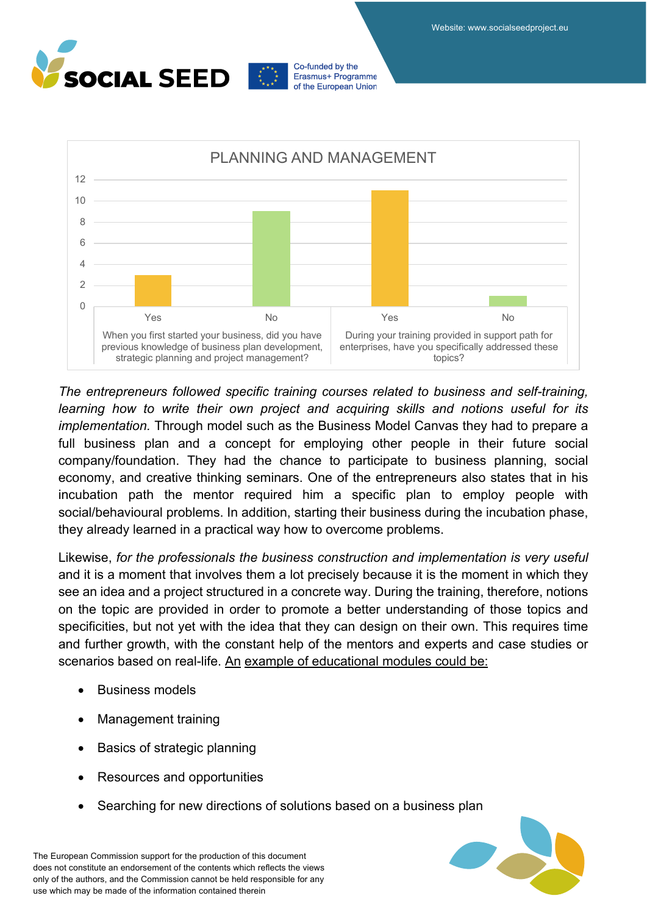**PLANNING AND MANAGEMENT**

| Question | Yes | No |
|---|---|---|
| When you first started your business, did you have previous knowledge of business plan development, strategic planning and project management? | 3 | 9 |
| During your training provided in support path for enterprises, have you specifically addressed these topics? | 11 | 1 |

*The entrepreneurs followed specific training courses related to business and self-training, learning how to write their own project and acquiring skills and notions useful for its implementation.* Through model such as the Business Model Canvas they had to prepare a full business plan and a concept for employing other people in their future social company/foundation. They had the chance to participate to business planning, social economy, and creative thinking seminars. One of the entrepreneurs also states that in his incubation path the mentor required him a specific plan to employ people with social/behavioural problems. In addition, starting their business during the incubation phase, they already learned in a practical way how to overcome problems.

Likewise, *for the professionals the business construction and implementation is very useful* and it is a moment that involves them a lot precisely because it is the moment in which they see an idea and a project structured in a concrete way. During the training, therefore, notions on the topic are provided in order to promote a better understanding of those topics and specificities, but not yet with the idea that they can design on their own. This requires time and further growth, with the constant help of the mentors and experts and case studies or scenarios based on real-life. An example of educational modules could be:

- Business models
- Management training
- Basics of strategic planning
- Resources and opportunities
- Searching for new directions of solutions based on a business plan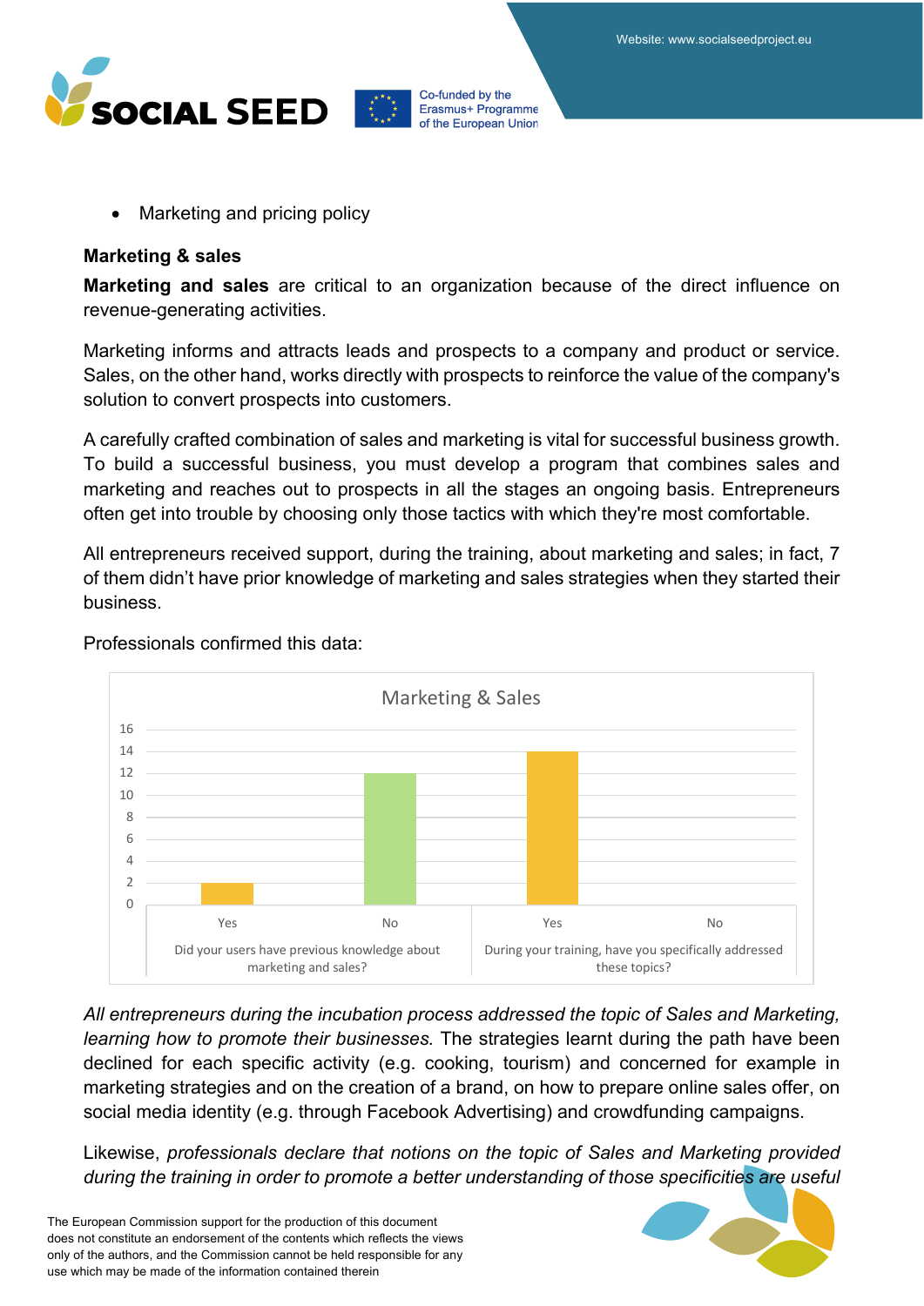- Marketing and pricing policy

**Marketing & sales**

**Marketing and sales** are critical to an organization because of the direct influence on revenue-generating activities.

Marketing informs and attracts leads and prospects to a company and product or service. Sales, on the other hand, works directly with prospects to reinforce the value of the company's solution to convert prospects into customers.

A carefully crafted combination of sales and marketing is vital for successful business growth. To build a successful business, you must develop a program that combines sales and marketing and reaches out to prospects in all the stages an ongoing basis. Entrepreneurs often get into trouble by choosing only those tactics with which they're most comfortable.

All entrepreneurs received support, during the training, about marketing and sales; in fact, 7 of them didn't have prior knowledge of marketing and sales strategies when they started their business.

Professionals confirmed this data:

**Marketing & Sales**

| Question | Yes | No |
|---|---|---|
| Did your users have previous knowledge about marketing and sales? | 2 | 12 |
| During your training, have you specifically addressed these topics? | 14 | 0 |

*All entrepreneurs during the incubation process addressed the topic of Sales and Marketing, learning how to promote their businesses.* The strategies learnt during the path have been declined for each specific activity (e.g. cooking, tourism) and concerned for example in marketing strategies and on the creation of a brand, on how to prepare online sales offer, on social media identity (e.g. through Facebook Advertising) and crowdfunding campaigns.

Likewise, *professionals declare that notions on the topic of Sales and Marketing provided during the training in order to promote a better understanding of those specificities are useful*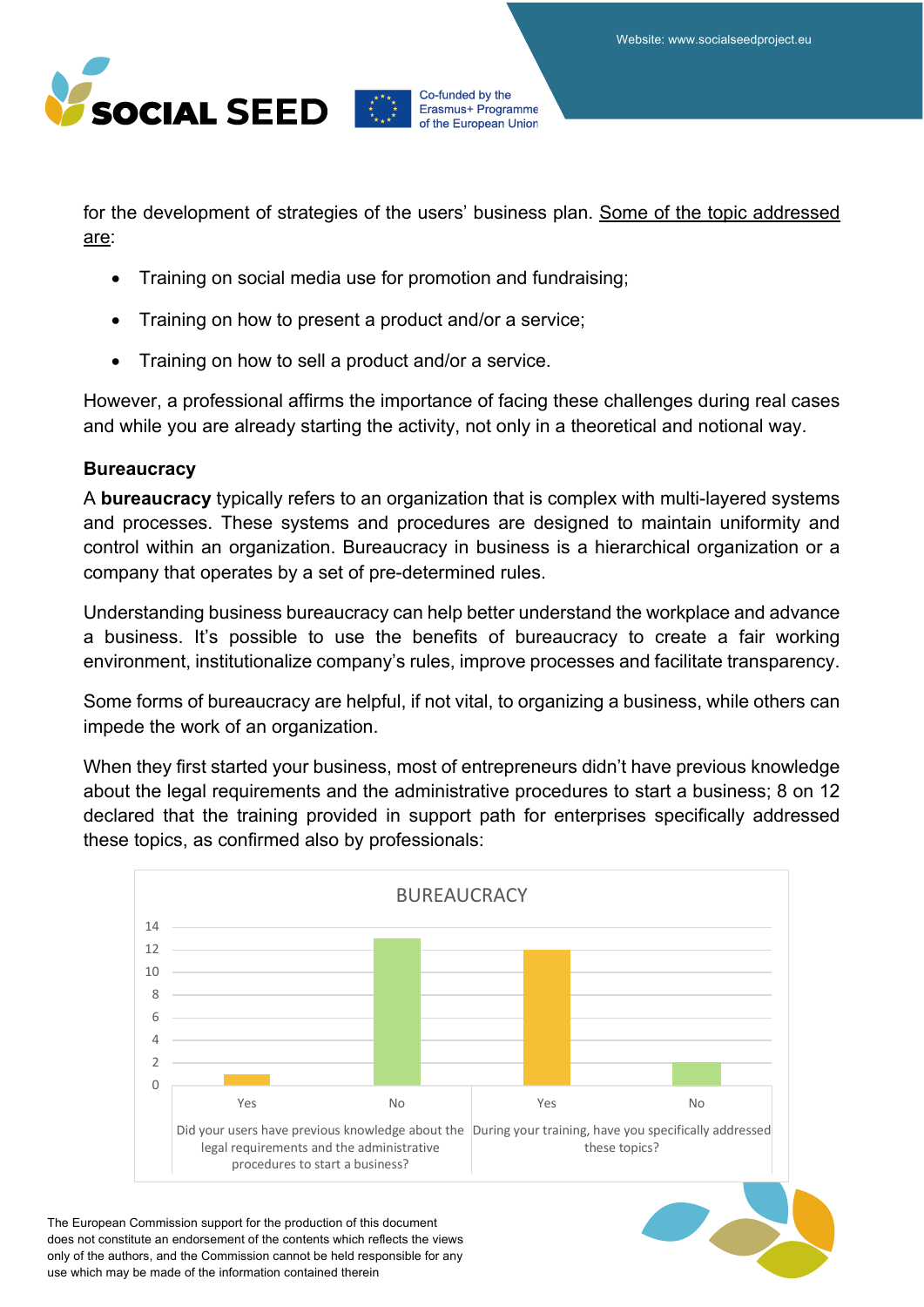for the development of strategies of the users' business plan. Some of the topic addressed are:

- Training on social media use for promotion and fundraising;
- Training on how to present a product and/or a service;
- Training on how to sell a product and/or a service.

However, a professional affirms the importance of facing these challenges during real cases and while you are already starting the activity, not only in a theoretical and notional way.

**Bureaucracy**

A **bureaucracy** typically refers to an organization that is complex with multi-layered systems and processes. These systems and procedures are designed to maintain uniformity and control within an organization. Bureaucracy in business is a hierarchical organization or a company that operates by a set of pre-determined rules.

Understanding business bureaucracy can help better understand the workplace and advance a business. It's possible to use the benefits of bureaucracy to create a fair working environment, institutionalize company's rules, improve processes and facilitate transparency.

Some forms of bureaucracy are helpful, if not vital, to organizing a business, while others can impede the work of an organization.

When they first started your business, most of entrepreneurs didn't have previous knowledge about the legal requirements and the administrative procedures to start a business; 8 on 12 declared that the training provided in support path for enterprises specifically addressed these topics, as confirmed also by professionals:

BUREAUCRACY

| Question | Yes | No |
|---|---|---|
| Did your users have previous knowledge about the legal requirements and the administrative procedures to start a business? | 1 | 13 |
| During your training, have you specifically addressed these topics? | 12 | 2 |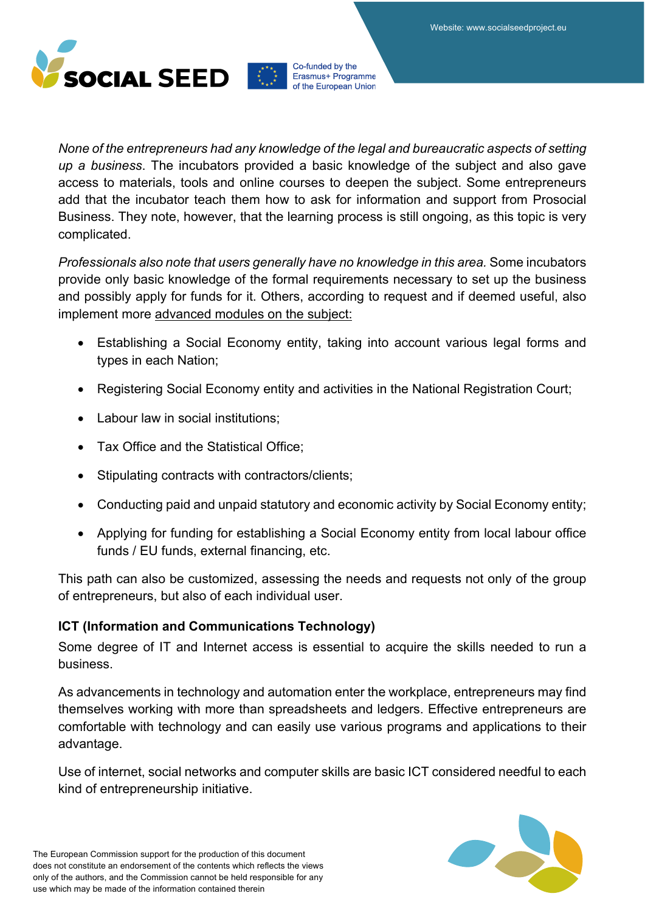*None of the entrepreneurs had any knowledge of the legal and bureaucratic aspects of setting up a business.* The incubators provided a basic knowledge of the subject and also gave access to materials, tools and online courses to deepen the subject. Some entrepreneurs add that the incubator teach them how to ask for information and support from Prosocial Business. They note, however, that the learning process is still ongoing, as this topic is very complicated.

*Professionals also note that users generally have no knowledge in this area.* Some incubators provide only basic knowledge of the formal requirements necessary to set up the business and possibly apply for funds for it. Others, according to request and if deemed useful, also implement more advanced modules on the subject:

- Establishing a Social Economy entity, taking into account various legal forms and types in each Nation;
- Registering Social Economy entity and activities in the National Registration Court;
- Labour law in social institutions;
- Tax Office and the Statistical Office;
- Stipulating contracts with contractors/clients;
- Conducting paid and unpaid statutory and economic activity by Social Economy entity;
- Applying for funding for establishing a Social Economy entity from local labour office funds / EU funds, external financing, etc.

This path can also be customized, assessing the needs and requests not only of the group of entrepreneurs, but also of each individual user.

**ICT (Information and Communications Technology)**

Some degree of IT and Internet access is essential to acquire the skills needed to run a business.

As advancements in technology and automation enter the workplace, entrepreneurs may find themselves working with more than spreadsheets and ledgers. Effective entrepreneurs are comfortable with technology and can easily use various programs and applications to their advantage.

Use of internet, social networks and computer skills are basic ICT considered needful to each kind of entrepreneurship initiative.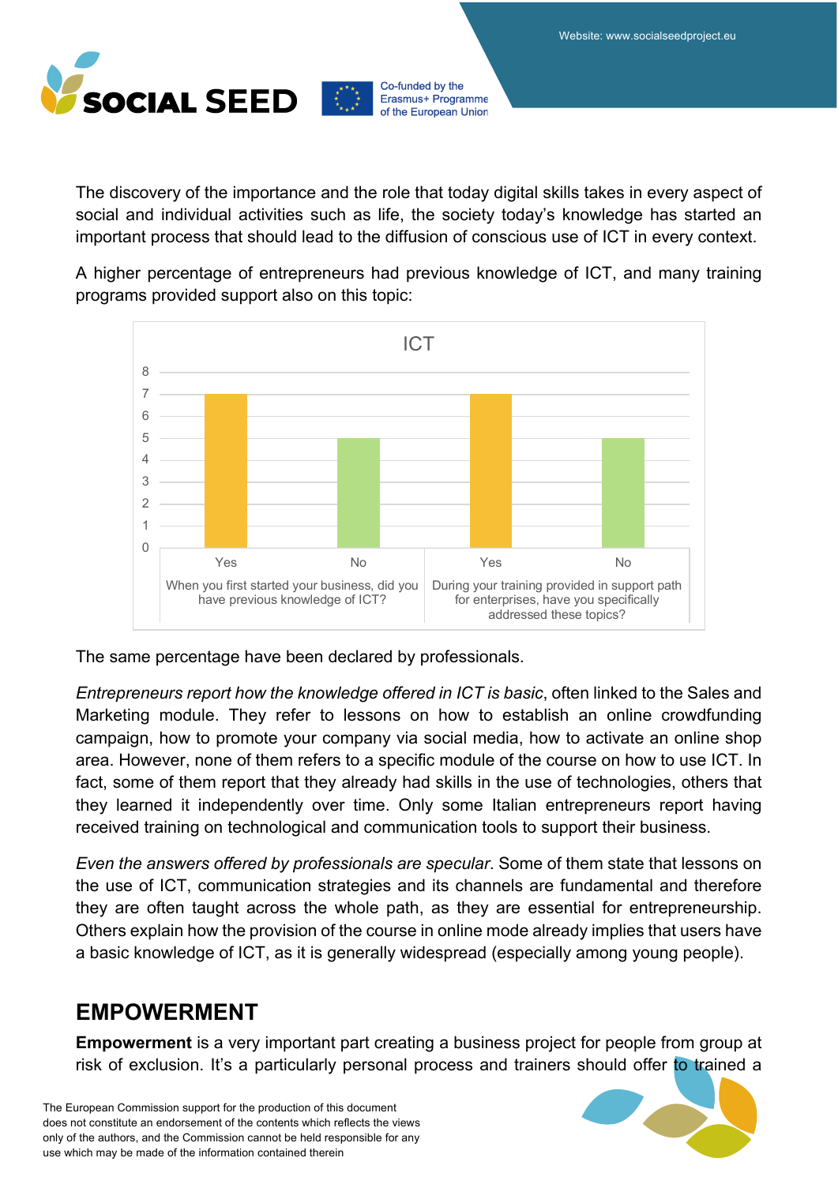The discovery of the importance and the role that today digital skills takes in every aspect of social and individual activities such as life, the society today's knowledge has started an important process that should lead to the diffusion of conscious use of ICT in every context.

A higher percentage of entrepreneurs had previous knowledge of ICT, and many training programs provided support also on this topic:

**ICT**

| Question | Yes | No |
|---|---|---|
| When you first started your business, did you have previous knowledge of ICT? | 7 | 5 |
| During your training provided in support path for enterprises, have you specifically addressed these topics? | 7 | 5 |

The same percentage have been declared by professionals.

*Entrepreneurs report how the knowledge offered in ICT is basic*, often linked to the Sales and Marketing module. They refer to lessons on how to establish an online crowdfunding campaign, how to promote your company via social media, how to activate an online shop area. However, none of them refers to a specific module of the course on how to use ICT. In fact, some of them report that they already had skills in the use of technologies, others that they learned it independently over time. Only some Italian entrepreneurs report having received training on technological and communication tools to support their business.

*Even the answers offered by professionals are specular*. Some of them state that lessons on the use of ICT, communication strategies and its channels are fundamental and therefore they are often taught across the whole path, as they are essential for entrepreneurship. Others explain how the provision of the course in online mode already implies that users have a basic knowledge of ICT, as it is generally widespread (especially among young people).

## EMPOWERMENT

**Empowerment** is a very important part creating a business project for people from group at risk of exclusion. It's a particularly personal process and trainers should offer to trained a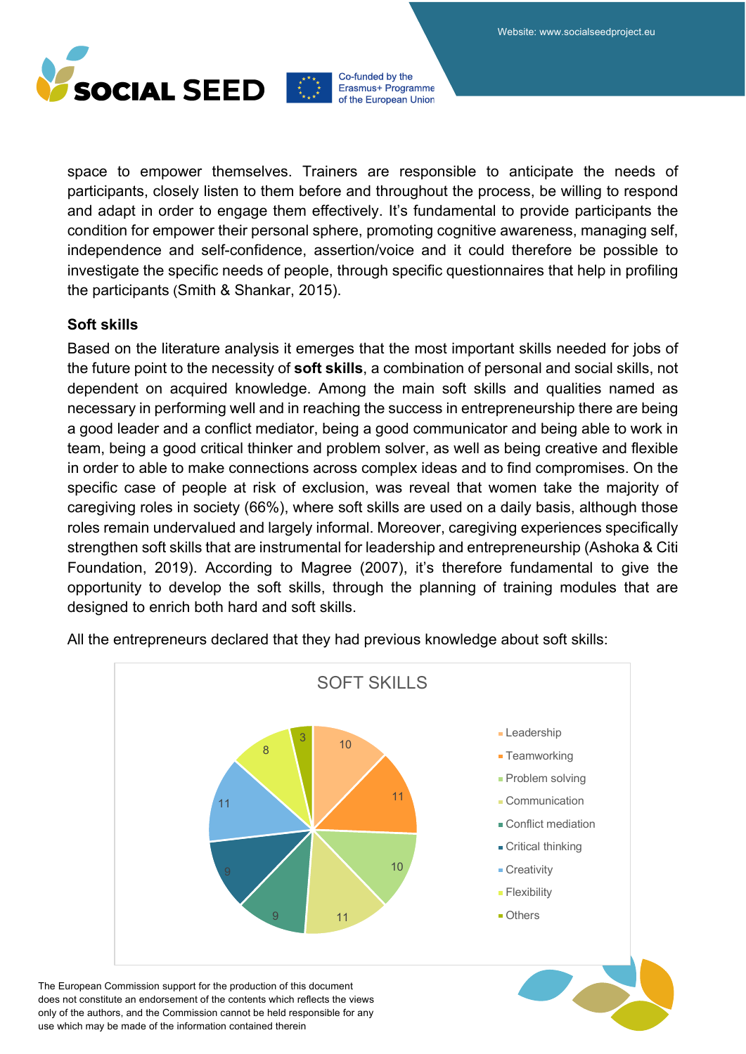space to empower themselves. Trainers are responsible to anticipate the needs of participants, closely listen to them before and throughout the process, be willing to respond and adapt in order to engage them effectively. It's fundamental to provide participants the condition for empower their personal sphere, promoting cognitive awareness, managing self, independence and self-confidence, assertion/voice and it could therefore be possible to investigate the specific needs of people, through specific questionnaires that help in profiling the participants (Smith & Shankar, 2015).

### Soft skills

Based on the literature analysis it emerges that the most important skills needed for jobs of the future point to the necessity of **soft skills**, a combination of personal and social skills, not dependent on acquired knowledge. Among the main soft skills and qualities named as necessary in performing well and in reaching the success in entrepreneurship there are being a good leader and a conflict mediator, being a good communicator and being able to work in team, being a good critical thinker and problem solver, as well as being creative and flexible in order to able to make connections across complex ideas and to find compromises. On the specific case of people at risk of exclusion, was reveal that women take the majority of caregiving roles in society (66%), where soft skills are used on a daily basis, although those roles remain undervalued and largely informal. Moreover, caregiving experiences specifically strengthen soft skills that are instrumental for leadership and entrepreneurship (Ashoka & Citi Foundation, 2019). According to Magree (2007), it's therefore fundamental to give the opportunity to develop the soft skills, through the planning of training modules that are designed to enrich both hard and soft skills.

All the entrepreneurs declared that they had previous knowledge about soft skills:

SOFT SKILLS

| Soft skill | Count |
|---|---|
| Leadership | 10 |
| Teamworking | 11 |
| Problem solving | 10 |
| Communication | 11 |
| Conflict mediation | 9 |
| Critical thinking | 9 |
| Creativity | 11 |
| Flexibility | 8 |
| Others | 3 |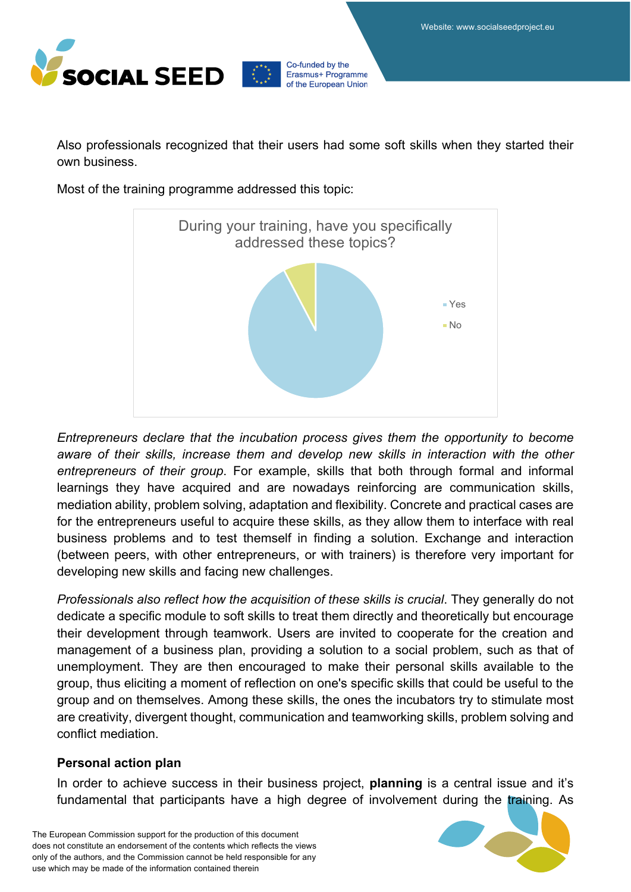Also professionals recognized that their users had some soft skills when they started their own business.

Most of the training programme addressed this topic:

During your training, have you specifically addressed these topics?

- Yes
- No

*Entrepreneurs declare that the incubation process gives them the opportunity to become aware of their skills, increase them and develop new skills in interaction with the other entrepreneurs of their group*. For example, skills that both through formal and informal learnings they have acquired and are nowadays reinforcing are communication skills, mediation ability, problem solving, adaptation and flexibility. Concrete and practical cases are for the entrepreneurs useful to acquire these skills, as they allow them to interface with real business problems and to test themself in finding a solution. Exchange and interaction (between peers, with other entrepreneurs, or with trainers) is therefore very important for developing new skills and facing new challenges.

*Professionals also reflect how the acquisition of these skills is crucial*. They generally do not dedicate a specific module to soft skills to treat them directly and theoretically but encourage their development through teamwork. Users are invited to cooperate for the creation and management of a business plan, providing a solution to a social problem, such as that of unemployment. They are then encouraged to make their personal skills available to the group, thus eliciting a moment of reflection on one's specific skills that could be useful to the group and on themselves. Among these skills, the ones the incubators try to stimulate most are creativity, divergent thought, communication and teamworking skills, problem solving and conflict mediation.

### Personal action plan

In order to achieve success in their business project, **planning** is a central issue and it's fundamental that participants have a high degree of involvement during the training. As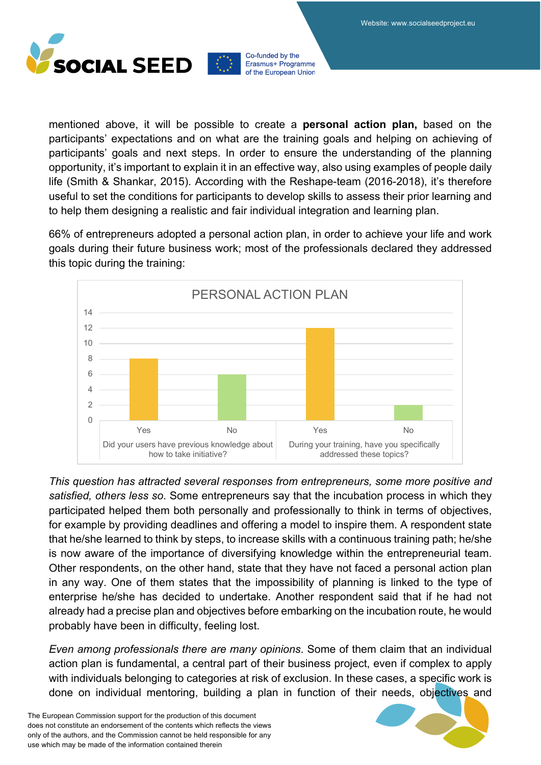mentioned above, it will be possible to create a **personal action plan,** based on the participants' expectations and on what are the training goals and helping on achieving of participants' goals and next steps. In order to ensure the understanding of the planning opportunity, it's important to explain it in an effective way, also using examples of people daily life (Smith & Shankar, 2015). According with the Reshape-team (2016-2018), it's therefore useful to set the conditions for participants to develop skills to assess their prior learning and to help them designing a realistic and fair individual integration and learning plan.

66% of entrepreneurs adopted a personal action plan, in order to achieve your life and work goals during their future business work; most of the professionals declared they addressed this topic during the training:

PERSONAL ACTION PLAN

| Question | Yes | No |
|---|---|---|
| Did your users have previous knowledge about how to take initiative? | 8 | 6 |
| During your training, have you specifically addressed these topics? | 12 | 2 |

*This question has attracted several responses from entrepreneurs, some more positive and satisfied, others less so.* Some entrepreneurs say that the incubation process in which they participated helped them both personally and professionally to think in terms of objectives, for example by providing deadlines and offering a model to inspire them. A respondent state that he/she learned to think by steps, to increase skills with a continuous training path; he/she is now aware of the importance of diversifying knowledge within the entrepreneurial team. Other respondents, on the other hand, state that they have not faced a personal action plan in any way. One of them states that the impossibility of planning is linked to the type of enterprise he/she has decided to undertake. Another respondent said that if he had not already had a precise plan and objectives before embarking on the incubation route, he would probably have been in difficulty, feeling lost.

*Even among professionals there are many opinions*. Some of them claim that an individual action plan is fundamental, a central part of their business project, even if complex to apply with individuals belonging to categories at risk of exclusion. In these cases, a specific work is done on individual mentoring, building a plan in function of their needs, objectives and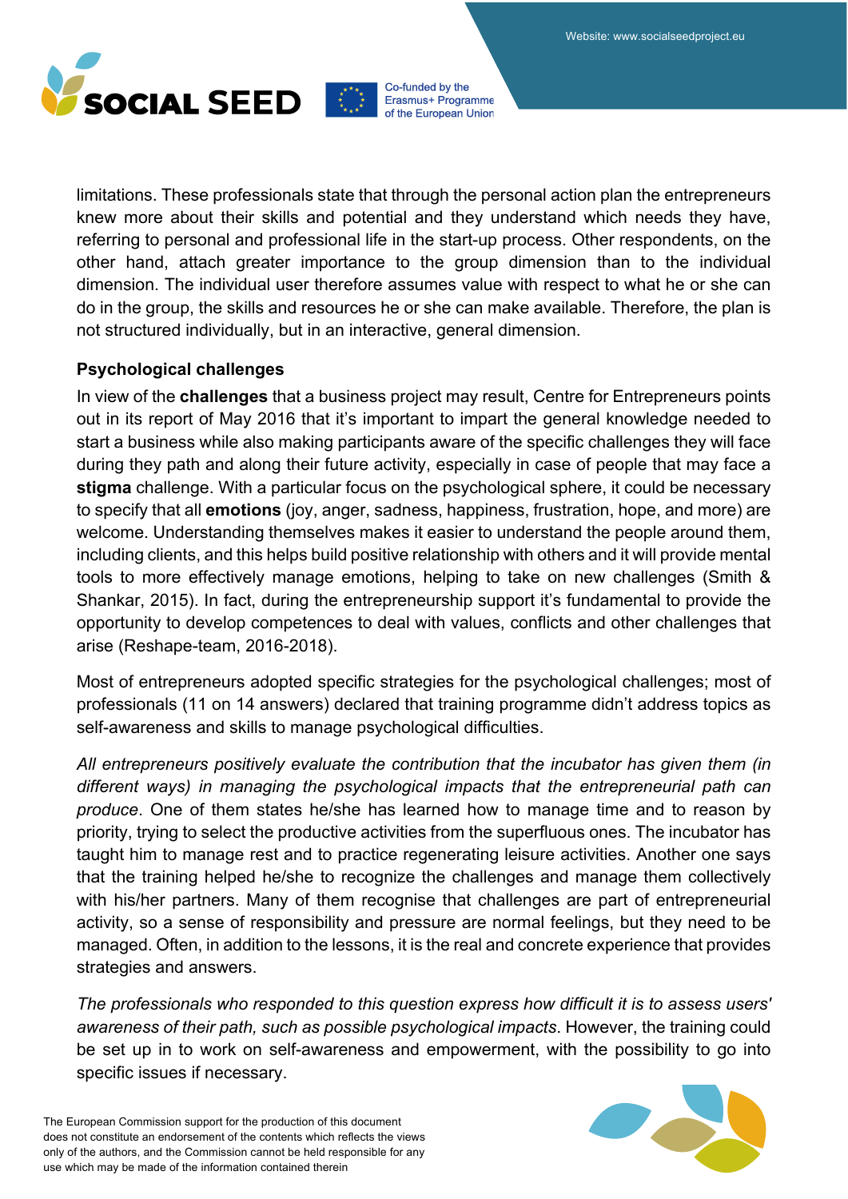limitations. These professionals state that through the personal action plan the entrepreneurs knew more about their skills and potential and they understand which needs they have, referring to personal and professional life in the start-up process. Other respondents, on the other hand, attach greater importance to the group dimension than to the individual dimension. The individual user therefore assumes value with respect to what he or she can do in the group, the skills and resources he or she can make available. Therefore, the plan is not structured individually, but in an interactive, general dimension.

### Psychological challenges

In view of the **challenges** that a business project may result, Centre for Entrepreneurs points out in its report of May 2016 that it's important to impart the general knowledge needed to start a business while also making participants aware of the specific challenges they will face during they path and along their future activity, especially in case of people that may face a **stigma** challenge. With a particular focus on the psychological sphere, it could be necessary to specify that all **emotions** (joy, anger, sadness, happiness, frustration, hope, and more) are welcome. Understanding themselves makes it easier to understand the people around them, including clients, and this helps build positive relationship with others and it will provide mental tools to more effectively manage emotions, helping to take on new challenges (Smith & Shankar, 2015). In fact, during the entrepreneurship support it's fundamental to provide the opportunity to develop competences to deal with values, conflicts and other challenges that arise (Reshape-team, 2016-2018).

Most of entrepreneurs adopted specific strategies for the psychological challenges; most of professionals (11 on 14 answers) declared that training programme didn't address topics as self-awareness and skills to manage psychological difficulties.

*All entrepreneurs positively evaluate the contribution that the incubator has given them (in different ways) in managing the psychological impacts that the entrepreneurial path can produce*. One of them states he/she has learned how to manage time and to reason by priority, trying to select the productive activities from the superfluous ones. The incubator has taught him to manage rest and to practice regenerating leisure activities. Another one says that the training helped he/she to recognize the challenges and manage them collectively with his/her partners. Many of them recognise that challenges are part of entrepreneurial activity, so a sense of responsibility and pressure are normal feelings, but they need to be managed. Often, in addition to the lessons, it is the real and concrete experience that provides strategies and answers.

*The professionals who responded to this question express how difficult it is to assess users' awareness of their path, such as possible psychological impacts*. However, the training could be set up in to work on self-awareness and empowerment, with the possibility to go into specific issues if necessary.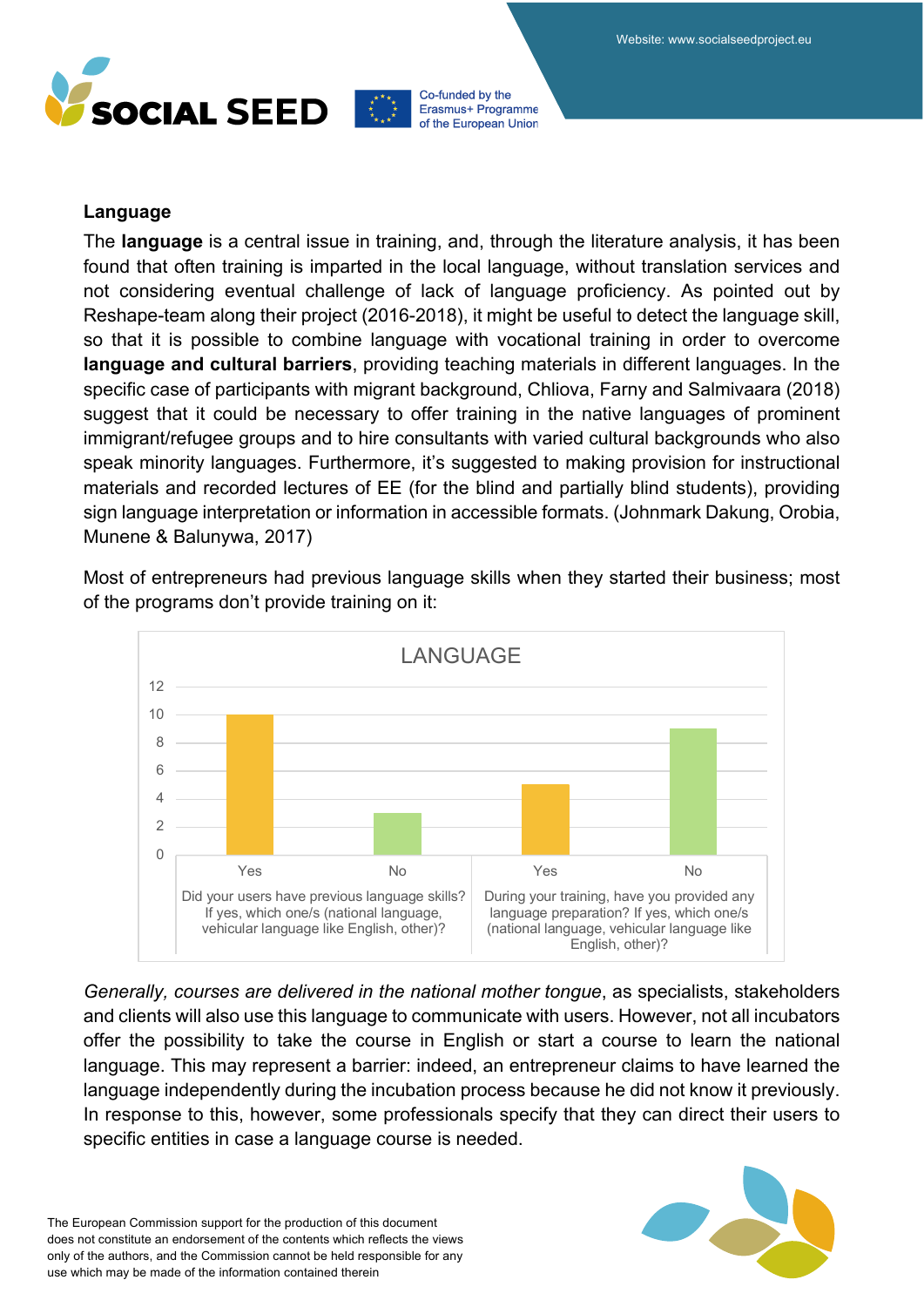**Language**

The **language** is a central issue in training, and, through the literature analysis, it has been found that often training is imparted in the local language, without translation services and not considering eventual challenge of lack of language proficiency. As pointed out by Reshape-team along their project (2016-2018), it might be useful to detect the language skill, so that it is possible to combine language with vocational training in order to overcome **language and cultural barriers**, providing teaching materials in different languages. In the specific case of participants with migrant background, Chliova, Farny and Salmivaara (2018) suggest that it could be necessary to offer training in the native languages of prominent immigrant/refugee groups and to hire consultants with varied cultural backgrounds who also speak minority languages. Furthermore, it's suggested to making provision for instructional materials and recorded lectures of EE (for the blind and partially blind students), providing sign language interpretation or information in accessible formats. (Johnmark Dakung, Orobia, Munene & Balunywa, 2017)

Most of entrepreneurs had previous language skills when they started their business; most of the programs don't provide training on it:

LANGUAGE

| Question | Yes | No |
|---|---|---|
| Did your users have previous language skills? If yes, which one/s (national language, vehicular language like English, other)? | 10 | 3 |
| During your training, have you provided any language preparation? If yes, which one/s (national language, vehicular language like English, other)? | 5 | 9 |

*Generally, courses are delivered in the national mother tongue*, as specialists, stakeholders and clients will also use this language to communicate with users. However, not all incubators offer the possibility to take the course in English or start a course to learn the national language. This may represent a barrier: indeed, an entrepreneur claims to have learned the language independently during the incubation process because he did not know it previously. In response to this, however, some professionals specify that they can direct their users to specific entities in case a language course is needed.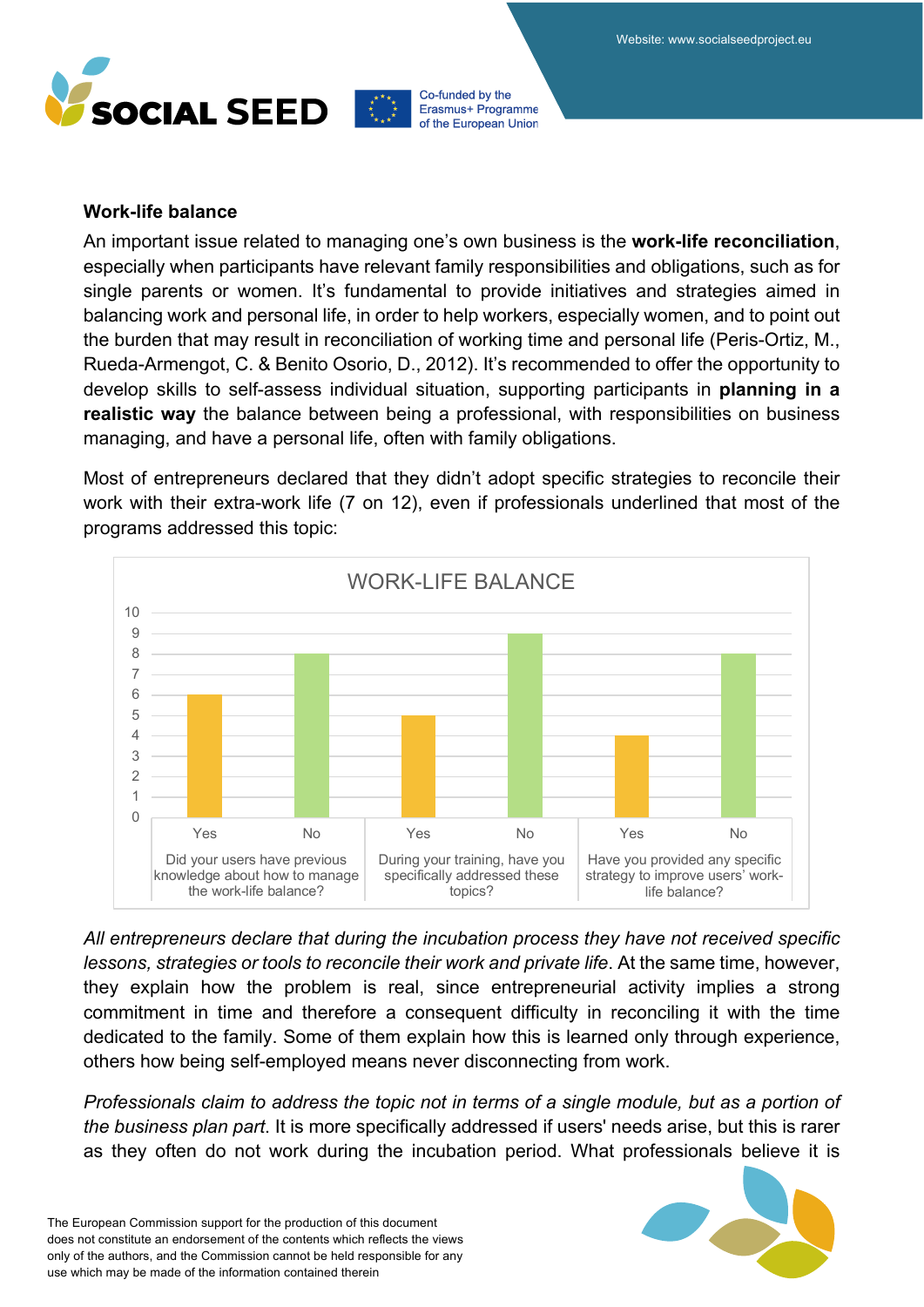## Work-life balance

An important issue related to managing one's own business is the **work-life reconciliation**, especially when participants have relevant family responsibilities and obligations, such as for single parents or women. It's fundamental to provide initiatives and strategies aimed in balancing work and personal life, in order to help workers, especially women, and to point out the burden that may result in reconciliation of working time and personal life (Peris-Ortiz, M., Rueda-Armengot, C. & Benito Osorio, D., 2012). It's recommended to offer the opportunity to develop skills to self-assess individual situation, supporting participants in **planning in a realistic way** the balance between being a professional, with responsibilities on business managing, and have a personal life, often with family obligations.

Most of entrepreneurs declared that they didn't adopt specific strategies to reconcile their work with their extra-work life (7 on 12), even if professionals underlined that most of the programs addressed this topic:

WORK-LIFE BALANCE

| Question | Yes | No |
|---|---|---|
| Did your users have previous knowledge about how to manage the work-life balance? | 6 | 8 |
| During your training, have you specifically addressed these topics? | 5 | 9 |
| Have you provided any specific strategy to improve users' work-life balance? | 4 | 8 |

*All entrepreneurs declare that during the incubation process they have not received specific lessons, strategies or tools to reconcile their work and private life*. At the same time, however, they explain how the problem is real, since entrepreneurial activity implies a strong commitment in time and therefore a consequent difficulty in reconciling it with the time dedicated to the family. Some of them explain how this is learned only through experience, others how being self-employed means never disconnecting from work.

*Professionals claim to address the topic not in terms of a single module, but as a portion of the business plan part*. It is more specifically addressed if users' needs arise, but this is rarer as they often do not work during the incubation period. What professionals believe it is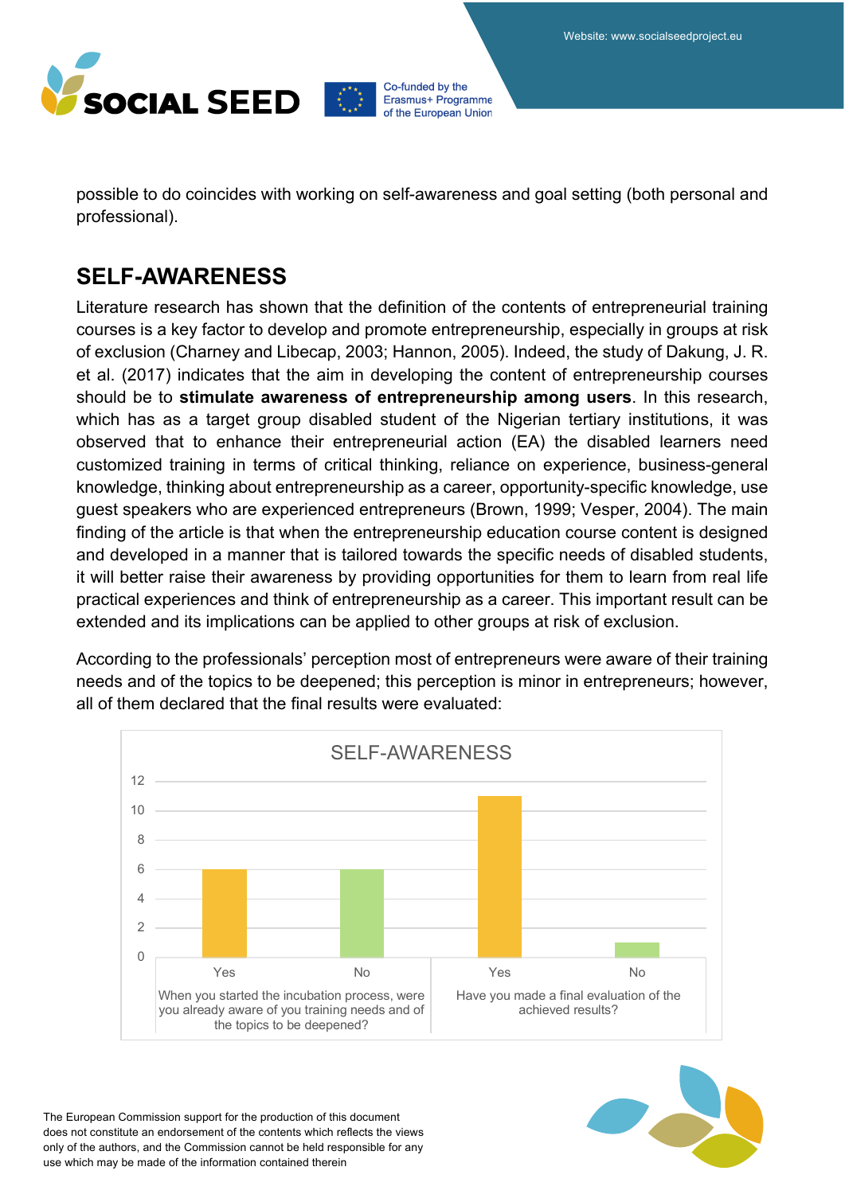possible to do coincides with working on self-awareness and goal setting (both personal and professional).

## SELF-AWARENESS

Literature research has shown that the definition of the contents of entrepreneurial training courses is a key factor to develop and promote entrepreneurship, especially in groups at risk of exclusion (Charney and Libecap, 2003; Hannon, 2005). Indeed, the study of Dakung, J. R. et al. (2017) indicates that the aim in developing the content of entrepreneurship courses should be to **stimulate awareness of entrepreneurship among users**. In this research, which has as a target group disabled student of the Nigerian tertiary institutions, it was observed that to enhance their entrepreneurial action (EA) the disabled learners need customized training in terms of critical thinking, reliance on experience, business-general knowledge, thinking about entrepreneurship as a career, opportunity-specific knowledge, use guest speakers who are experienced entrepreneurs (Brown, 1999; Vesper, 2004). The main finding of the article is that when the entrepreneurship education course content is designed and developed in a manner that is tailored towards the specific needs of disabled students, it will better raise their awareness by providing opportunities for them to learn from real life practical experiences and think of entrepreneurship as a career. This important result can be extended and its implications can be applied to other groups at risk of exclusion.

According to the professionals' perception most of entrepreneurs were aware of their training needs and of the topics to be deepened; this perception is minor in entrepreneurs; however, all of them declared that the final results were evaluated:

SELF-AWARENESS

| Question | Yes | No |
|---|---|---|
| When you started the incubation process, were you already aware of you training needs and of the topics to be deepened? | 6 | 6 |
| Have you made a final evaluation of the achieved results? | 11 | 1 |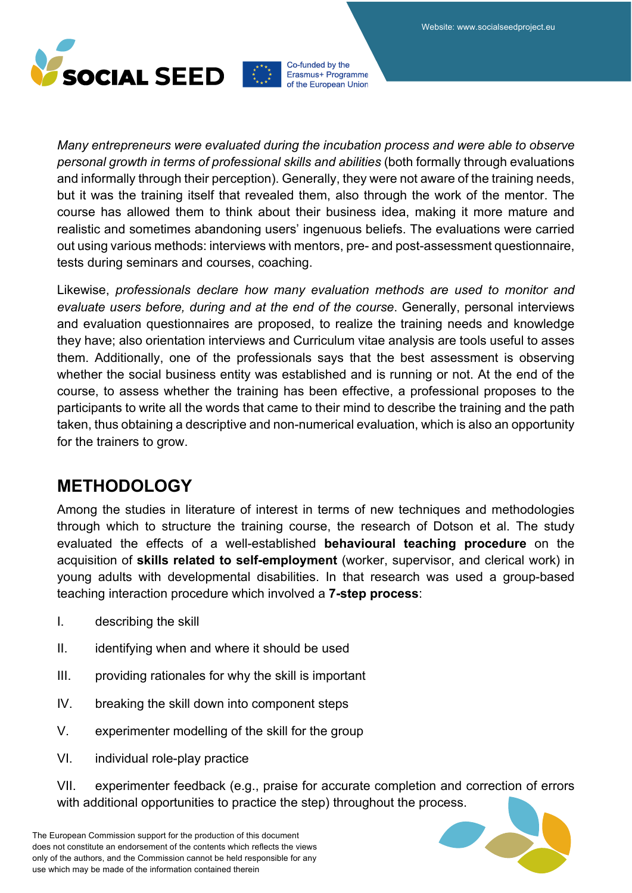*Many entrepreneurs were evaluated during the incubation process and were able to observe personal growth in terms of professional skills and abilities* (both formally through evaluations and informally through their perception). Generally, they were not aware of the training needs, but it was the training itself that revealed them, also through the work of the mentor. The course has allowed them to think about their business idea, making it more mature and realistic and sometimes abandoning users' ingenuous beliefs. The evaluations were carried out using various methods: interviews with mentors, pre- and post-assessment questionnaire, tests during seminars and courses, coaching.

Likewise, *professionals declare how many evaluation methods are used to monitor and evaluate users before, during and at the end of the course*. Generally, personal interviews and evaluation questionnaires are proposed, to realize the training needs and knowledge they have; also orientation interviews and Curriculum vitae analysis are tools useful to asses them. Additionally, one of the professionals says that the best assessment is observing whether the social business entity was established and is running or not. At the end of the course, to assess whether the training has been effective, a professional proposes to the participants to write all the words that came to their mind to describe the training and the path taken, thus obtaining a descriptive and non-numerical evaluation, which is also an opportunity for the trainers to grow.

## METHODOLOGY

Among the studies in literature of interest in terms of new techniques and methodologies through which to structure the training course, the research of Dotson et al. The study evaluated the effects of a well-established **behavioural teaching procedure** on the acquisition of **skills related to self-employment** (worker, supervisor, and clerical work) in young adults with developmental disabilities. In that research was used a group-based teaching interaction procedure which involved a **7-step process**:

I. describing the skill

II. identifying when and where it should be used

III. providing rationales for why the skill is important

IV. breaking the skill down into component steps

V. experimenter modelling of the skill for the group

VI. individual role-play practice

VII. experimenter feedback (e.g., praise for accurate completion and correction of errors with additional opportunities to practice the step) throughout the process.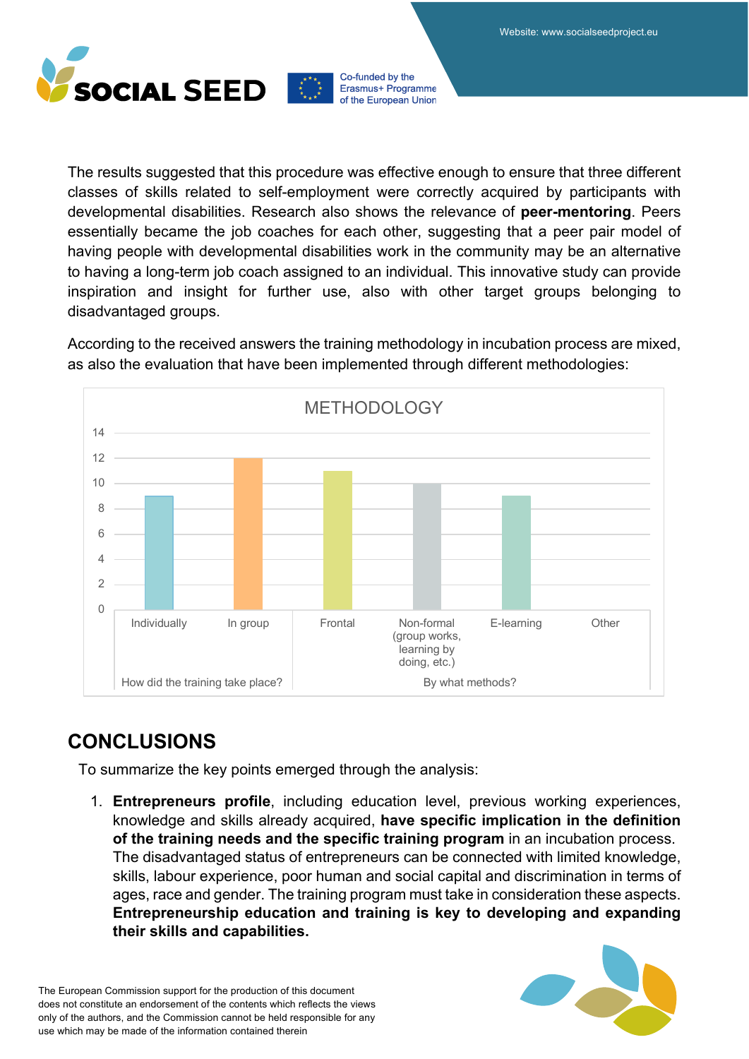The results suggested that this procedure was effective enough to ensure that three different classes of skills related to self-employment were correctly acquired by participants with developmental disabilities. Research also shows the relevance of **peer-mentoring**. Peers essentially became the job coaches for each other, suggesting that a peer pair model of having people with developmental disabilities work in the community may be an alternative to having a long-term job coach assigned to an individual. This innovative study can provide inspiration and insight for further use, also with other target groups belonging to disadvantaged groups.

According to the received answers the training methodology in incubation process are mixed, as also the evaluation that have been implemented through different methodologies:

**METHODOLOGY**

| Question | Category | Value |
|---|---|---|
| How did the training take place? | Individually | 9 |
| | In group | 12 |
| By what methods? | Frontal | 11 |
| | Non-formal (group works, learning by doing, etc.) | 10 |
| | E-learning | 9 |
| | Other | 0 |

## CONCLUSIONS

To summarize the key points emerged through the analysis:

1. **Entrepreneurs profile**, including education level, previous working experiences, knowledge and skills already acquired, **have specific implication in the definition of the training needs and the specific training program** in an incubation process. The disadvantaged status of entrepreneurs can be connected with limited knowledge, skills, labour experience, poor human and social capital and discrimination in terms of ages, race and gender. The training program must take in consideration these aspects. **Entrepreneurship education and training is key to developing and expanding their skills and capabilities.**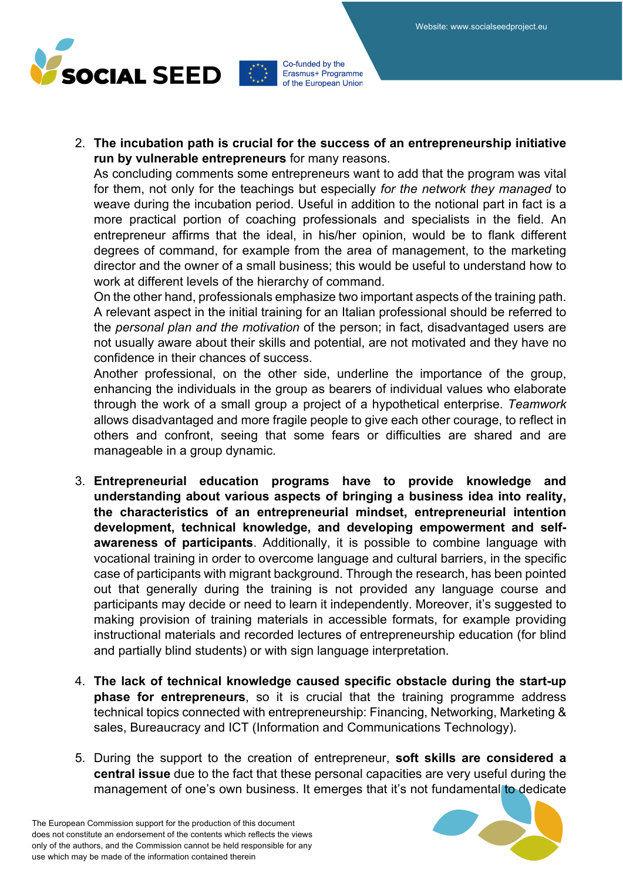2. **The incubation path is crucial for the success of an entrepreneurship initiative run by vulnerable entrepreneurs** for many reasons.
   As concluding comments some entrepreneurs want to add that the program was vital for them, not only for the teachings but especially *for the network they managed* to weave during the incubation period. Useful in addition to the notional part in fact is a more practical portion of coaching professionals and specialists in the field. An entrepreneur affirms that the ideal, in his/her opinion, would be to flank different degrees of command, for example from the area of management, to the marketing director and the owner of a small business; this would be useful to understand how to work at different levels of the hierarchy of command.
   On the other hand, professionals emphasize two important aspects of the training path. A relevant aspect in the initial training for an Italian professional should be referred to the *personal plan and the motivation* of the person; in fact, disadvantaged users are not usually aware about their skills and potential, are not motivated and they have no confidence in their chances of success.
   Another professional, on the other side, underline the importance of the group, enhancing the individuals in the group as bearers of individual values who elaborate through the work of a small group a project of a hypothetical enterprise. *Teamwork* allows disadvantaged and more fragile people to give each other courage, to reflect in others and confront, seeing that some fears or difficulties are shared and are manageable in a group dynamic.

3. **Entrepreneurial education programs have to provide knowledge and understanding about various aspects of bringing a business idea into reality, the characteristics of an entrepreneurial mindset, entrepreneurial intention development, technical knowledge, and developing empowerment and self-awareness of participants**. Additionally, it is possible to combine language with vocational training in order to overcome language and cultural barriers, in the specific case of participants with migrant background. Through the research, has been pointed out that generally during the training is not provided any language course and participants may decide or need to learn it independently. Moreover, it's suggested to making provision of training materials in accessible formats, for example providing instructional materials and recorded lectures of entrepreneurship education (for blind and partially blind students) or with sign language interpretation.

4. **The lack of technical knowledge caused specific obstacle during the start-up phase for entrepreneurs**, so it is crucial that the training programme address technical topics connected with entrepreneurship: Financing, Networking, Marketing & sales, Bureaucracy and ICT (Information and Communications Technology).

5. During the support to the creation of entrepreneur, **soft skills are considered a central issue** due to the fact that these personal capacities are very useful during the management of one's own business. It emerges that it's not fundamental to dedicate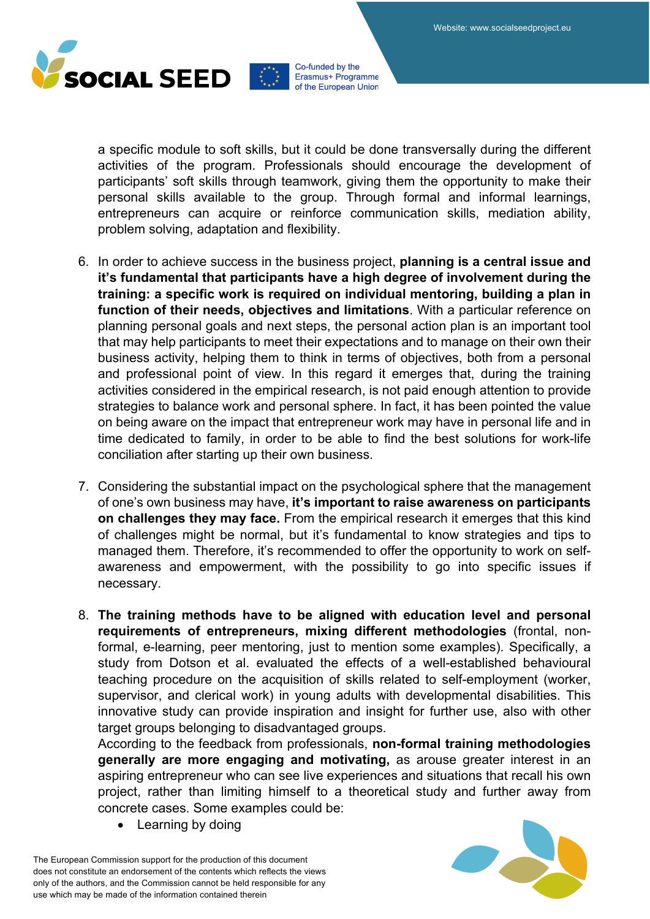a specific module to soft skills, but it could be done transversally during the different activities of the program. Professionals should encourage the development of participants' soft skills through teamwork, giving them the opportunity to make their personal skills available to the group. Through formal and informal learnings, entrepreneurs can acquire or reinforce communication skills, mediation ability, problem solving, adaptation and flexibility.

6. In order to achieve success in the business project, **planning is a central issue and it's fundamental that participants have a high degree of involvement during the training: a specific work is required on individual mentoring, building a plan in function of their needs, objectives and limitations**. With a particular reference on planning personal goals and next steps, the personal action plan is an important tool that may help participants to meet their expectations and to manage on their own their business activity, helping them to think in terms of objectives, both from a personal and professional point of view. In this regard it emerges that, during the training activities considered in the empirical research, is not paid enough attention to provide strategies to balance work and personal sphere. In fact, it has been pointed the value on being aware on the impact that entrepreneur work may have in personal life and in time dedicated to family, in order to be able to find the best solutions for work-life conciliation after starting up their own business.

7. Considering the substantial impact on the psychological sphere that the management of one's own business may have, **it's important to raise awareness on participants on challenges they may face.** From the empirical research it emerges that this kind of challenges might be normal, but it's fundamental to know strategies and tips to managed them. Therefore, it's recommended to offer the opportunity to work on self-awareness and empowerment, with the possibility to go into specific issues if necessary.

8. **The training methods have to be aligned with education level and personal requirements of entrepreneurs, mixing different methodologies** (frontal, non-formal, e-learning, peer mentoring, just to mention some examples). Specifically, a study from Dotson et al. evaluated the effects of a well-established behavioural teaching procedure on the acquisition of skills related to self-employment (worker, supervisor, and clerical work) in young adults with developmental disabilities. This innovative study can provide inspiration and insight for further use, also with other target groups belonging to disadvantaged groups.
   According to the feedback from professionals, **non-formal training methodologies generally are more engaging and motivating,** as arouse greater interest in an aspiring entrepreneur who can see live experiences and situations that recall his own project, rather than limiting himself to a theoretical study and further away from concrete cases. Some examples could be:
   - Learning by doing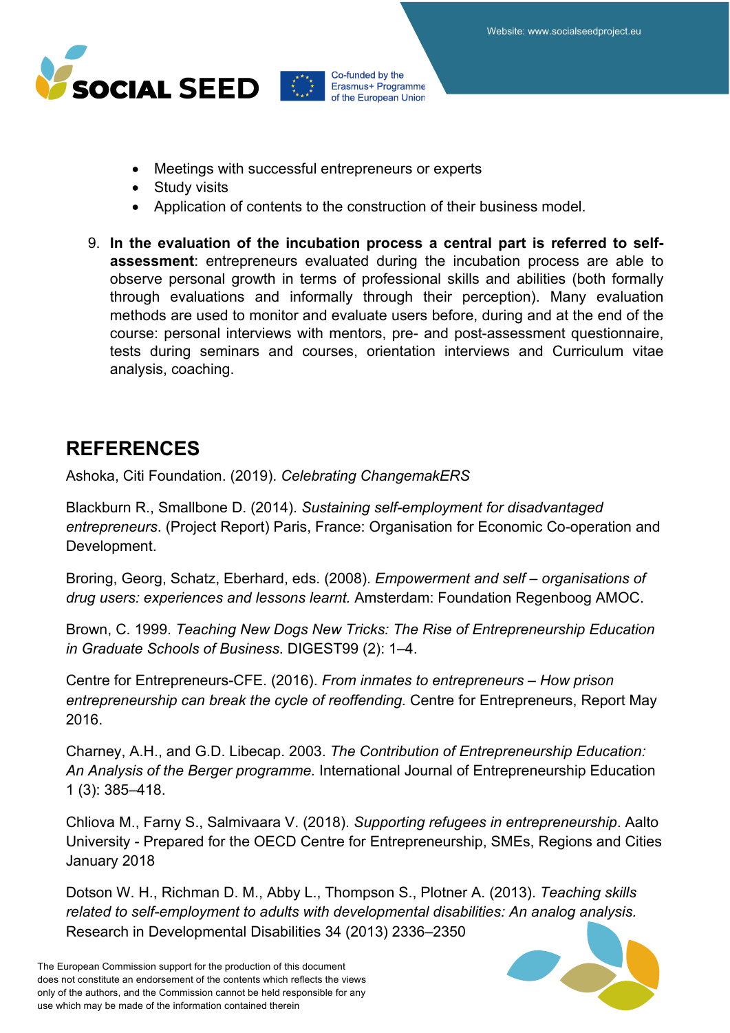- Meetings with successful entrepreneurs or experts
- Study visits
- Application of contents to the construction of their business model.

9. **In the evaluation of the incubation process a central part is referred to self-assessment**: entrepreneurs evaluated during the incubation process are able to observe personal growth in terms of professional skills and abilities (both formally through evaluations and informally through their perception). Many evaluation methods are used to monitor and evaluate users before, during and at the end of the course: personal interviews with mentors, pre- and post-assessment questionnaire, tests during seminars and courses, orientation interviews and Curriculum vitae analysis, coaching.

## REFERENCES

Ashoka, Citi Foundation. (2019). *Celebrating ChangemakERS*

Blackburn R., Smallbone D. (2014). *Sustaining self-employment for disadvantaged entrepreneurs*. (Project Report) Paris, France: Organisation for Economic Co-operation and Development.

Broring, Georg, Schatz, Eberhard, eds. (2008). *Empowerment and self – organisations of drug users: experiences and lessons learnt.* Amsterdam: Foundation Regenboog AMOC.

Brown, C. 1999. *Teaching New Dogs New Tricks: The Rise of Entrepreneurship Education in Graduate Schools of Business*. DIGEST99 (2): 1–4.

Centre for Entrepreneurs-CFE. (2016). *From inmates to entrepreneurs – How prison entrepreneurship can break the cycle of reoffending.* Centre for Entrepreneurs, Report May 2016.

Charney, A.H., and G.D. Libecap. 2003. *The Contribution of Entrepreneurship Education: An Analysis of the Berger programme.* International Journal of Entrepreneurship Education 1 (3): 385–418.

Chliova M., Farny S., Salmivaara V. (2018). *Supporting refugees in entrepreneurship*. Aalto University - Prepared for the OECD Centre for Entrepreneurship, SMEs, Regions and Cities January 2018

Dotson W. H., Richman D. M., Abby L., Thompson S., Plotner A. (2013). *Teaching skills related to self-employment to adults with developmental disabilities: An analog analysis.* Research in Developmental Disabilities 34 (2013) 2336–2350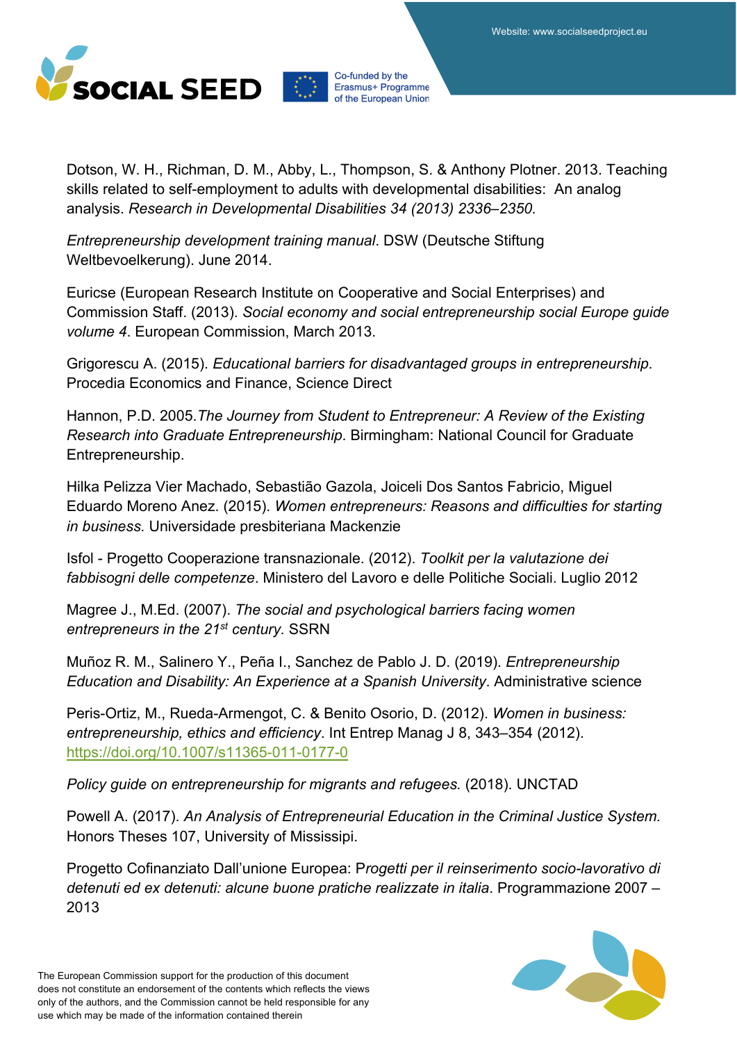Dotson, W. H., Richman, D. M., Abby, L., Thompson, S. & Anthony Plotner. 2013. Teaching skills related to self-employment to adults with developmental disabilities:  An analog analysis. *Research in Developmental Disabilities 34 (2013) 2336–2350.*

*Entrepreneurship development training manual*. DSW (Deutsche Stiftung Weltbevoelkerung). June 2014.

Euricse (European Research Institute on Cooperative and Social Enterprises) and Commission Staff. (2013). *Social economy and social entrepreneurship social Europe guide volume 4*. European Commission, March 2013.

Grigorescu A. (2015). *Educational barriers for disadvantaged groups in entrepreneurship*. Procedia Economics and Finance, Science Direct

Hannon, P.D. 2005.*The Journey from Student to Entrepreneur: A Review of the Existing Research into Graduate Entrepreneurship*. Birmingham: National Council for Graduate Entrepreneurship.

Hilka Pelizza Vier Machado, Sebastião Gazola, Joiceli Dos Santos Fabricio, Miguel Eduardo Moreno Anez. (2015). *Women entrepreneurs: Reasons and difficulties for starting in business.* Universidade presbiteriana Mackenzie

Isfol - Progetto Cooperazione transnazionale. (2012). *Toolkit per la valutazione dei fabbisogni delle competenze*. Ministero del Lavoro e delle Politiche Sociali. Luglio 2012

Magree J., M.Ed. (2007). *The social and psychological barriers facing women entrepreneurs in the 21st century.* SSRN

Muñoz R. M., Salinero Y., Peña I., Sanchez de Pablo J. D. (2019). *Entrepreneurship Education and Disability: An Experience at a Spanish University*. Administrative science

Peris-Ortiz, M., Rueda-Armengot, C. & Benito Osorio, D. (2012). *Women in business: entrepreneurship, ethics and efficiency*. Int Entrep Manag J 8, 343–354 (2012). https://doi.org/10.1007/s11365-011-0177-0

*Policy guide on entrepreneurship for migrants and refugees.* (2018). UNCTAD

Powell A. (2017). *An Analysis of Entrepreneurial Education in the Criminal Justice System.* Honors Theses 107, University of Missisipi.

Progetto Cofinanziato Dall'unione Europea: P*rogetti per il reinserimento socio-lavorativo di detenuti ed ex detenuti: alcune buone pratiche realizzate in italia*. Programmazione 2007 – 2013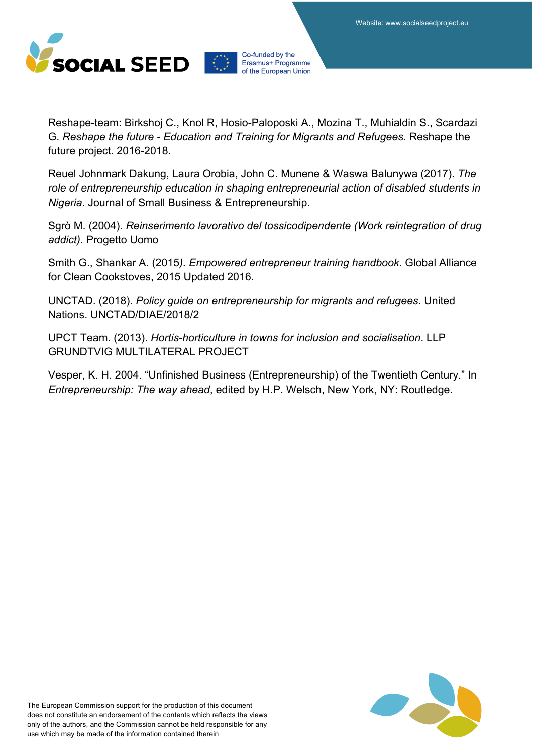Reshape-team: Birkshoj C., Knol R, Hosio-Paloposki A., Mozina T., Muhialdin S., Scardazi G. *Reshape the future - Education and Training for Migrants and Refugees*. Reshape the future project. 2016-2018.

Reuel Johnmark Dakung, Laura Orobia, John C. Munene & Waswa Balunywa (2017). *The role of entrepreneurship education in shaping entrepreneurial action of disabled students in Nigeria*. Journal of Small Business & Entrepreneurship.

Sgrò M. (2004). *Reinserimento lavorativo del tossicodipendente (Work reintegration of drug addict).* Progetto Uomo

Smith G., Shankar A. (2015*). Empowered entrepreneur training handbook*. Global Alliance for Clean Cookstoves, 2015 Updated 2016.

UNCTAD. (2018). *Policy guide on entrepreneurship for migrants and refugees*. United Nations. UNCTAD/DIAE/2018/2

UPCT Team. (2013). *Hortis-horticulture in towns for inclusion and socialisation*. LLP GRUNDTVIG MULTILATERAL PROJECT

Vesper, K. H. 2004. "Unfinished Business (Entrepreneurship) of the Twentieth Century." In *Entrepreneurship: The way ahead*, edited by H.P. Welsch, New York, NY: Routledge.

The European Commission support for the production of this document does not constitute an endorsement of the contents which reflects the views only of the authors, and the Commission cannot be held responsible for any use which may be made of the information contained therein